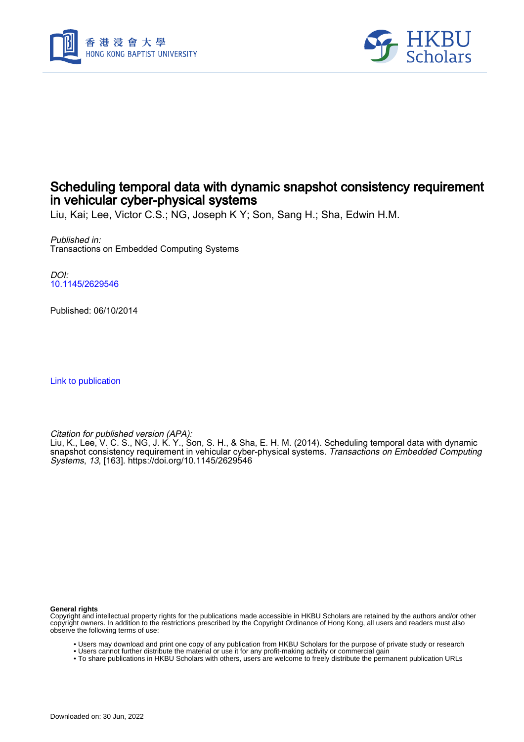# Scheduling temporal data with dynamic snapshot consistency requirement in vehicular cyber-physical systems

Liu, Kai; Lee, Victor C.S.; NG, Joseph K Y; Son, Sang H.; Sha, Edwin H.M.

*Published in:*
Transactions on Embedded Computing Systems

*DOI:*
10.1145/2629546

Published: 06/10/2014

Link to publication

*Citation for published version (APA):*
Liu, K., Lee, V. C. S., NG, J. K. Y., Son, S. H., & Sha, E. H. M. (2014). Scheduling temporal data with dynamic snapshot consistency requirement in vehicular cyber-physical systems. *Transactions on Embedded Computing Systems*, *13*, [163]. https://doi.org/10.1145/2629546

**General rights**
Copyright and intellectual property rights for the publications made accessible in HKBU Scholars are retained by the authors and/or other copyright owners. In addition to the restrictions prescribed by the Copyright Ordinance of Hong Kong, all users and readers must also observe the following terms of use:

- Users may download and print one copy of any publication from HKBU Scholars for the purpose of private study or research
- Users cannot further distribute the material or use it for any profit-making activity or commercial gain
- To share publications in HKBU Scholars with others, users are welcome to freely distribute the permanent publication URLs

Downloaded on: 30 Jun, 2022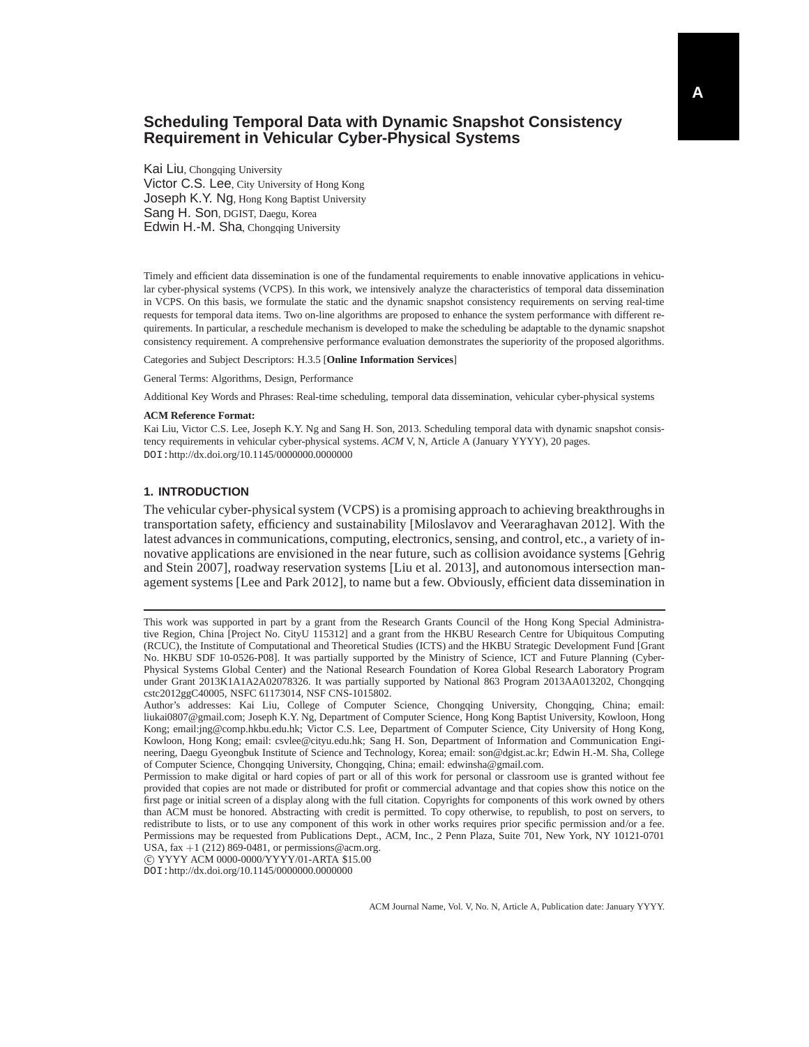# Scheduling Temporal Data with Dynamic Snapshot Consistency Requirement in Vehicular Cyber-Physical Systems

Kai Liu, Chongqing University
Victor C.S. Lee, City University of Hong Kong
Joseph K.Y. Ng, Hong Kong Baptist University
Sang H. Son, DGIST, Daegu, Korea
Edwin H.-M. Sha, Chongqing University

Timely and efficient data dissemination is one of the fundamental requirements to enable innovative applications in vehicular cyber-physical systems (VCPS). In this work, we intensively analyze the characteristics of temporal data dissemination in VCPS. On this basis, we formulate the static and the dynamic snapshot consistency requirements on serving real-time requests for temporal data items. Two on-line algorithms are proposed to enhance the system performance with different requirements. In particular, a reschedule mechanism is developed to make the scheduling be adaptable to the dynamic snapshot consistency requirement. A comprehensive performance evaluation demonstrates the superiority of the proposed algorithms.

Categories and Subject Descriptors: H.3.5 [**Online Information Services**]

General Terms: Algorithms, Design, Performance

Additional Key Words and Phrases: Real-time scheduling, temporal data dissemination, vehicular cyber-physical systems

**ACM Reference Format:**
Kai Liu, Victor C.S. Lee, Joseph K.Y. Ng and Sang H. Son, 2013. Scheduling temporal data with dynamic snapshot consistency requirements in vehicular cyber-physical systems. *ACM* V, N, Article A (January YYYY), 20 pages.
DOI:http://dx.doi.org/10.1145/0000000.0000000

## 1. INTRODUCTION

The vehicular cyber-physical system (VCPS) is a promising approach to achieving breakthroughs in transportation safety, efficiency and sustainability [Miloslavov and Veeraraghavan 2012]. With the latest advances in communications, computing, electronics, sensing, and control, etc., a variety of innovative applications are envisioned in the near future, such as collision avoidance systems [Gehrig and Stein 2007], roadway reservation systems [Liu et al. 2013], and autonomous intersection management systems [Lee and Park 2012], to name but a few. Obviously, efficient data dissemination in

---

This work was supported in part by a grant from the Research Grants Council of the Hong Kong Special Administrative Region, China [Project No. CityU 115312] and a grant from the HKBU Research Centre for Ubiquitous Computing (RCUC), the Institute of Computational and Theoretical Studies (ICTS) and the HKBU Strategic Development Fund [Grant No. HKBU SDF 10-0526-P08]. It was partially supported by the Ministry of Science, ICT and Future Planning (Cyber-Physical Systems Global Center) and the National Research Foundation of Korea Global Research Laboratory Program under Grant 2013K1A1A2A02078326. It was partially supported by National 863 Program 2013AA013202, Chongqing cstc2012ggC40005, NSFC 61173014, NSF CNS-1015802.

Author's addresses: Kai Liu, College of Computer Science, Chongqing University, Chongqing, China; email: liukai0807@gmail.com; Joseph K.Y. Ng, Department of Computer Science, Hong Kong Baptist University, Kowloon, Hong Kong; email:jng@comp.hkbu.edu.hk; Victor C.S. Lee, Department of Computer Science, City University of Hong Kong, Kowloon, Hong Kong; email: csvlee@cityu.edu.hk; Sang H. Son, Department of Information and Communication Engineering, Daegu Gyeongbuk Institute of Science and Technology, Korea; email: son@dgist.ac.kr; Edwin H.-M. Sha, College of Computer Science, Chongqing University, Chongqing, China; email: edwinsha@gmail.com.

Permission to make digital or hard copies of part or all of this work for personal or classroom use is granted without fee provided that copies are not made or distributed for profit or commercial advantage and that copies show this notice on the first page or initial screen of a display along with the full citation. Copyrights for components of this work owned by others than ACM must be honored. Abstracting with credit is permitted. To copy otherwise, to republish, to post on servers, to redistribute to lists, or to use any component of this work in other works requires prior specific permission and/or a fee. Permissions may be requested from Publications Dept., ACM, Inc., 2 Penn Plaza, Suite 701, New York, NY 10121-0701 USA, fax +1 (212) 869-0481, or permissions@acm.org.

© YYYY ACM 0000-0000/YYYY/01-ARTA $15.00
DOI:http://dx.doi.org/10.1145/0000000.0000000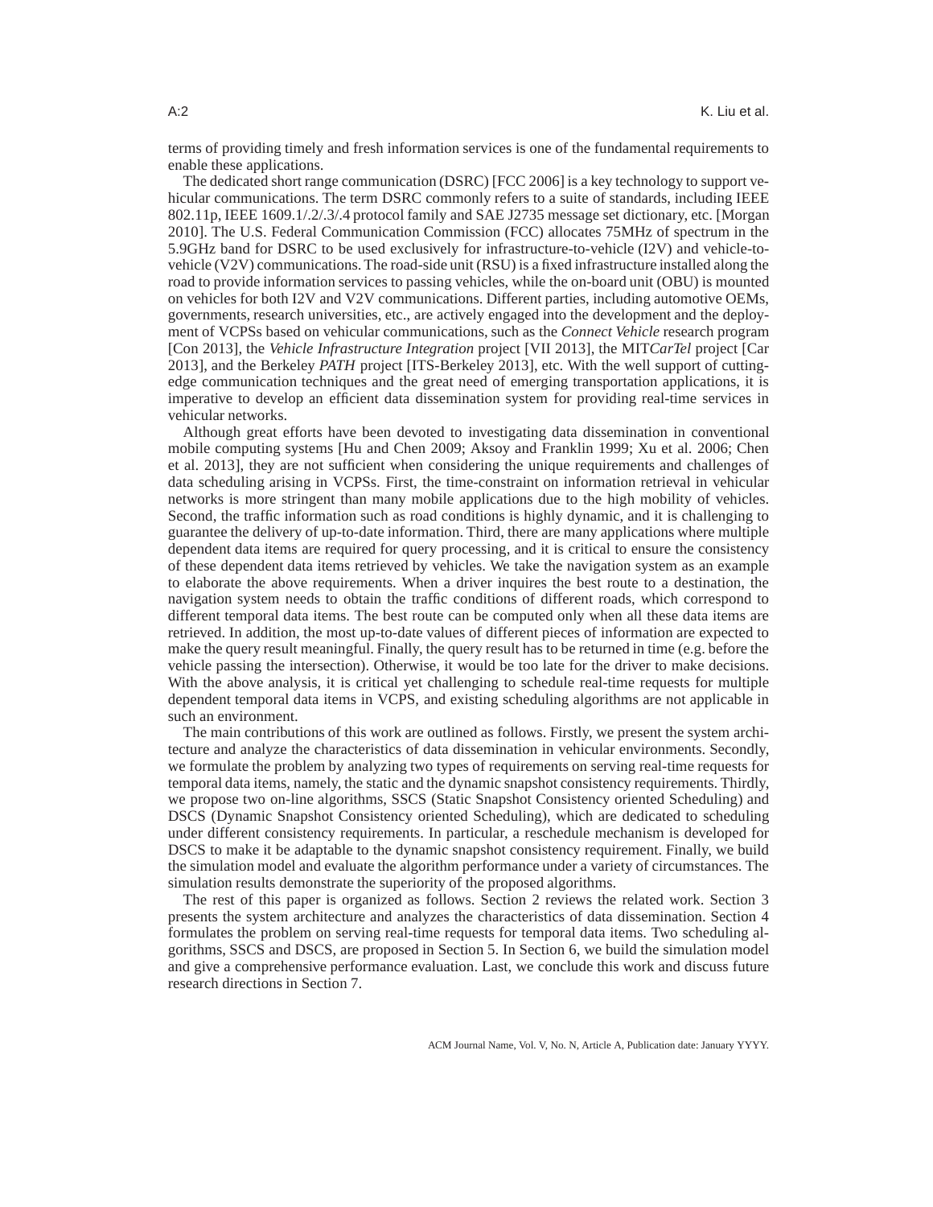terms of providing timely and fresh information services is one of the fundamental requirements to enable these applications.

The dedicated short range communication (DSRC) [FCC 2006] is a key technology to support vehicular communications. The term DSRC commonly refers to a suite of standards, including IEEE 802.11p, IEEE 1609.1/.2/.3/.4 protocol family and SAE J2735 message set dictionary, etc. [Morgan 2010]. The U.S. Federal Communication Commission (FCC) allocates 75MHz of spectrum in the 5.9GHz band for DSRC to be used exclusively for infrastructure-to-vehicle (I2V) and vehicle-to-vehicle (V2V) communications. The road-side unit (RSU) is a fixed infrastructure installed along the road to provide information services to passing vehicles, while the on-board unit (OBU) is mounted on vehicles for both I2V and V2V communications. Different parties, including automotive OEMs, governments, research universities, etc., are actively engaged into the development and the deployment of VCPSs based on vehicular communications, such as the *Connect Vehicle* research program [Con 2013], the *Vehicle Infrastructure Integration* project [VII 2013], the MIT*CarTel* project [Car 2013], and the Berkeley *PATH* project [ITS-Berkeley 2013], etc. With the well support of cutting-edge communication techniques and the great need of emerging transportation applications, it is imperative to develop an efficient data dissemination system for providing real-time services in vehicular networks.

Although great efforts have been devoted to investigating data dissemination in conventional mobile computing systems [Hu and Chen 2009; Aksoy and Franklin 1999; Xu et al. 2006; Chen et al. 2013], they are not sufficient when considering the unique requirements and challenges of data scheduling arising in VCPSs. First, the time-constraint on information retrieval in vehicular networks is more stringent than many mobile applications due to the high mobility of vehicles. Second, the traffic information such as road conditions is highly dynamic, and it is challenging to guarantee the delivery of up-to-date information. Third, there are many applications where multiple dependent data items are required for query processing, and it is critical to ensure the consistency of these dependent data items retrieved by vehicles. We take the navigation system as an example to elaborate the above requirements. When a driver inquires the best route to a destination, the navigation system needs to obtain the traffic conditions of different roads, which correspond to different temporal data items. The best route can be computed only when all these data items are retrieved. In addition, the most up-to-date values of different pieces of information are expected to make the query result meaningful. Finally, the query result has to be returned in time (e.g. before the vehicle passing the intersection). Otherwise, it would be too late for the driver to make decisions. With the above analysis, it is critical yet challenging to schedule real-time requests for multiple dependent temporal data items in VCPS, and existing scheduling algorithms are not applicable in such an environment.

The main contributions of this work are outlined as follows. Firstly, we present the system architecture and analyze the characteristics of data dissemination in vehicular environments. Secondly, we formulate the problem by analyzing two types of requirements on serving real-time requests for temporal data items, namely, the static and the dynamic snapshot consistency requirements. Thirdly, we propose two on-line algorithms, SSCS (Static Snapshot Consistency oriented Scheduling) and DSCS (Dynamic Snapshot Consistency oriented Scheduling), which are dedicated to scheduling under different consistency requirements. In particular, a reschedule mechanism is developed for DSCS to make it be adaptable to the dynamic snapshot consistency requirement. Finally, we build the simulation model and evaluate the algorithm performance under a variety of circumstances. The simulation results demonstrate the superiority of the proposed algorithms.

The rest of this paper is organized as follows. Section 2 reviews the related work. Section 3 presents the system architecture and analyzes the characteristics of data dissemination. Section 4 formulates the problem on serving real-time requests for temporal data items. Two scheduling algorithms, SSCS and DSCS, are proposed in Section 5. In Section 6, we build the simulation model and give a comprehensive performance evaluation. Last, we conclude this work and discuss future research directions in Section 7.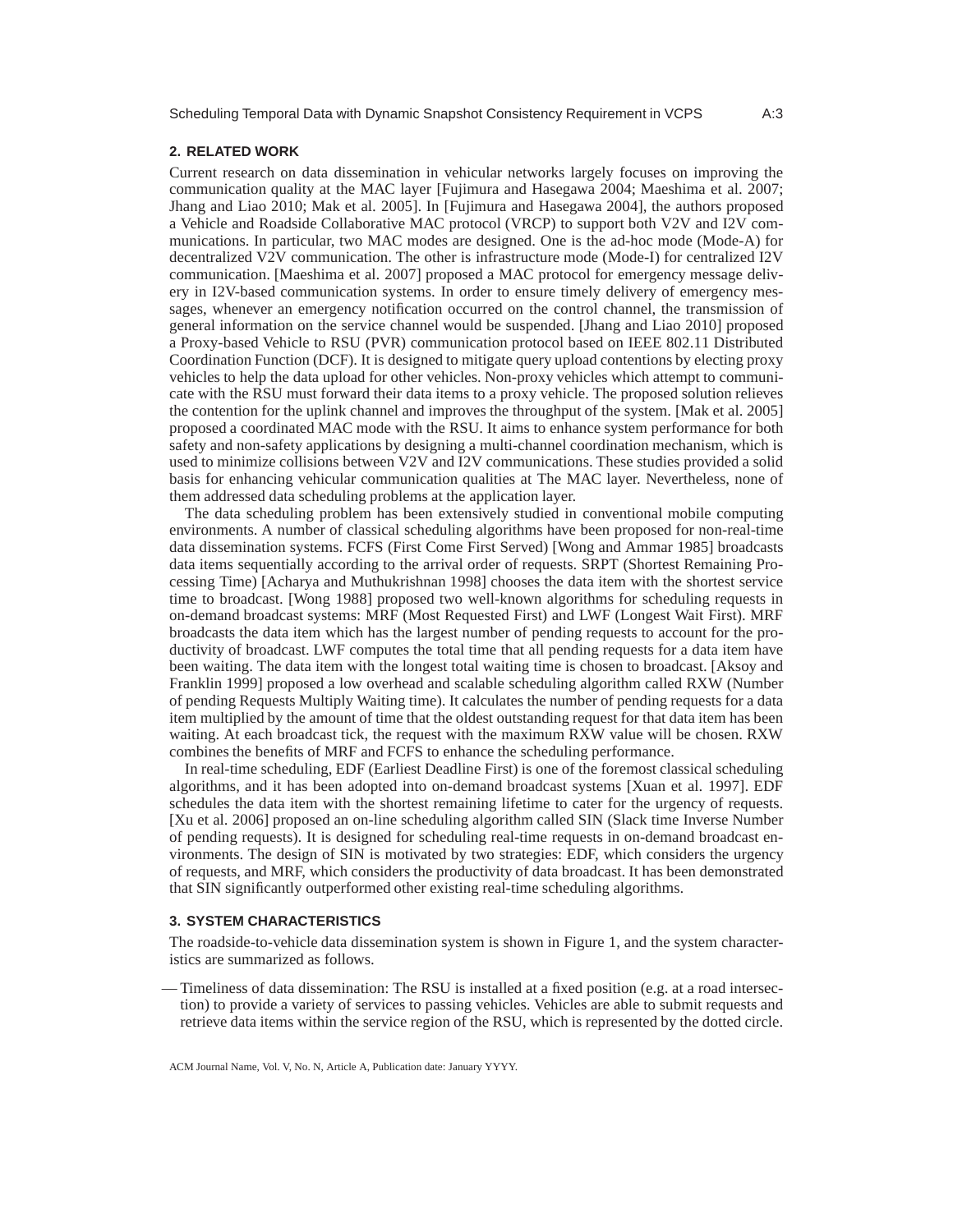## 2. RELATED WORK

Current research on data dissemination in vehicular networks largely focuses on improving the communication quality at the MAC layer [Fujimura and Hasegawa 2004; Maeshima et al. 2007; Jhang and Liao 2010; Mak et al. 2005]. In [Fujimura and Hasegawa 2004], the authors proposed a Vehicle and Roadside Collaborative MAC protocol (VRCP) to support both V2V and I2V communications. In particular, two MAC modes are designed. One is the ad-hoc mode (Mode-A) for decentralized V2V communication. The other is infrastructure mode (Mode-I) for centralized I2V communication. [Maeshima et al. 2007] proposed a MAC protocol for emergency message delivery in I2V-based communication systems. In order to ensure timely delivery of emergency messages, whenever an emergency notification occurred on the control channel, the transmission of general information on the service channel would be suspended. [Jhang and Liao 2010] proposed a Proxy-based Vehicle to RSU (PVR) communication protocol based on IEEE 802.11 Distributed Coordination Function (DCF). It is designed to mitigate query upload contentions by electing proxy vehicles to help the data upload for other vehicles. Non-proxy vehicles which attempt to communicate with the RSU must forward their data items to a proxy vehicle. The proposed solution relieves the contention for the uplink channel and improves the throughput of the system. [Mak et al. 2005] proposed a coordinated MAC mode with the RSU. It aims to enhance system performance for both safety and non-safety applications by designing a multi-channel coordination mechanism, which is used to minimize collisions between V2V and I2V communications. These studies provided a solid basis for enhancing vehicular communication qualities at The MAC layer. Nevertheless, none of them addressed data scheduling problems at the application layer.

The data scheduling problem has been extensively studied in conventional mobile computing environments. A number of classical scheduling algorithms have been proposed for non-real-time data dissemination systems. FCFS (First Come First Served) [Wong and Ammar 1985] broadcasts data items sequentially according to the arrival order of requests. SRPT (Shortest Remaining Processing Time) [Acharya and Muthukrishnan 1998] chooses the data item with the shortest service time to broadcast. [Wong 1988] proposed two well-known algorithms for scheduling requests in on-demand broadcast systems: MRF (Most Requested First) and LWF (Longest Wait First). MRF broadcasts the data item which has the largest number of pending requests to account for the productivity of broadcast. LWF computes the total time that all pending requests for a data item have been waiting. The data item with the longest total waiting time is chosen to broadcast. [Aksoy and Franklin 1999] proposed a low overhead and scalable scheduling algorithm called RXW (Number of pending Requests Multiply Waiting time). It calculates the number of pending requests for a data item multiplied by the amount of time that the oldest outstanding request for that data item has been waiting. At each broadcast tick, the request with the maximum RXW value will be chosen. RXW combines the benefits of MRF and FCFS to enhance the scheduling performance.

In real-time scheduling, EDF (Earliest Deadline First) is one of the foremost classical scheduling algorithms, and it has been adopted into on-demand broadcast systems [Xuan et al. 1997]. EDF schedules the data item with the shortest remaining lifetime to cater for the urgency of requests. [Xu et al. 2006] proposed an on-line scheduling algorithm called SIN (Slack time Inverse Number of pending requests). It is designed for scheduling real-time requests in on-demand broadcast environments. The design of SIN is motivated by two strategies: EDF, which considers the urgency of requests, and MRF, which considers the productivity of data broadcast. It has been demonstrated that SIN significantly outperformed other existing real-time scheduling algorithms.

## 3. SYSTEM CHARACTERISTICS

The roadside-to-vehicle data dissemination system is shown in Figure 1, and the system characteristics are summarized as follows.

— Timeliness of data dissemination: The RSU is installed at a fixed position (e.g. at a road intersection) to provide a variety of services to passing vehicles. Vehicles are able to submit requests and retrieve data items within the service region of the RSU, which is represented by the dotted circle.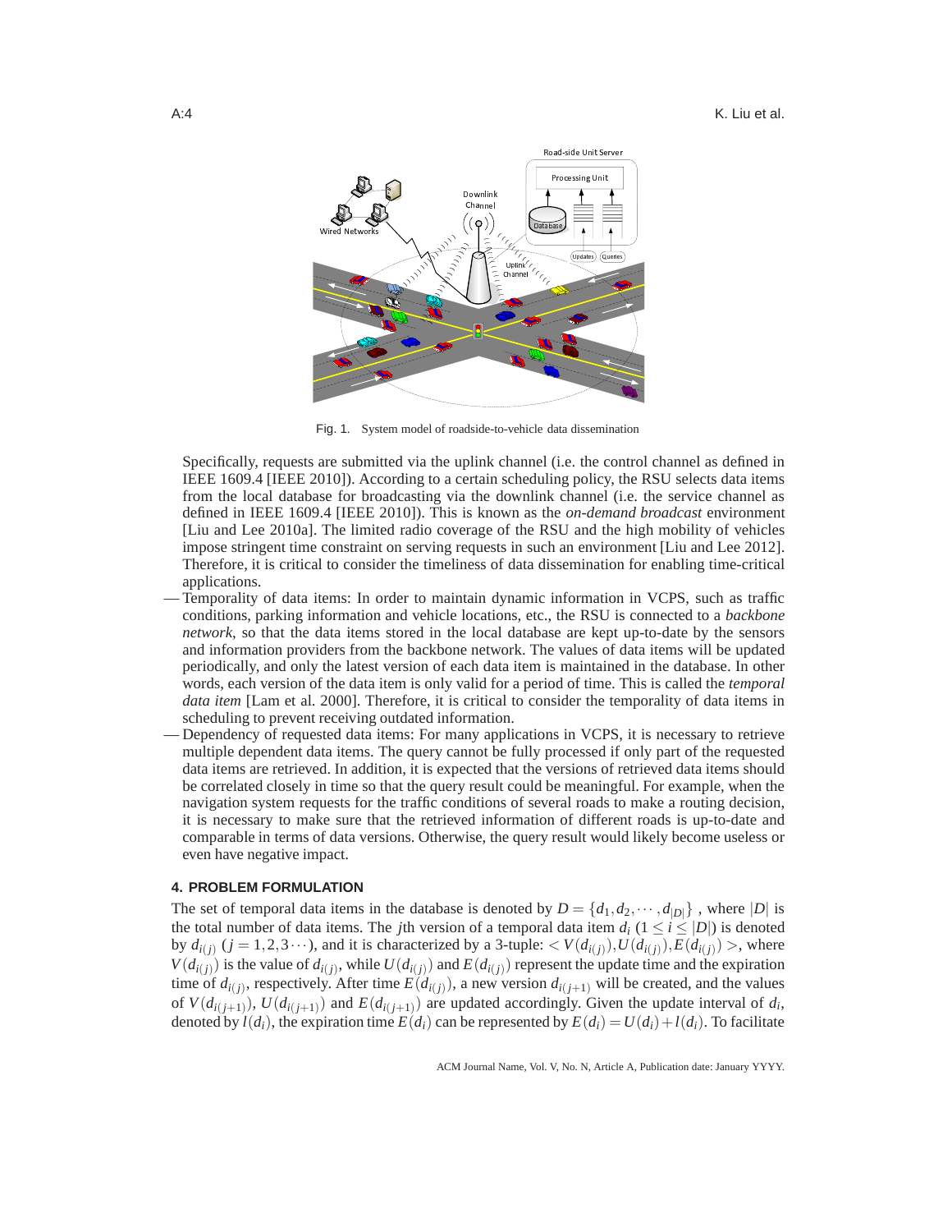Fig. 1. System model of roadside-to-vehicle data dissemination

Specifically, requests are submitted via the uplink channel (i.e. the control channel as defined in IEEE 1609.4 [IEEE 2010]). According to a certain scheduling policy, the RSU selects data items from the local database for broadcasting via the downlink channel (i.e. the service channel as defined in IEEE 1609.4 [IEEE 2010]). This is known as the *on-demand broadcast* environment [Liu and Lee 2010a]. The limited radio coverage of the RSU and the high mobility of vehicles impose stringent time constraint on serving requests in such an environment [Liu and Lee 2012]. Therefore, it is critical to consider the timeliness of data dissemination for enabling time-critical applications.

— Temporality of data items: In order to maintain dynamic information in VCPS, such as traffic conditions, parking information and vehicle locations, etc., the RSU is connected to a *backbone network*, so that the data items stored in the local database are kept up-to-date by the sensors and information providers from the backbone network. The values of data items will be updated periodically, and only the latest version of each data item is maintained in the database. In other words, each version of the data item is only valid for a period of time. This is called the *temporal data item* [Lam et al. 2000]. Therefore, it is critical to consider the temporality of data items in scheduling to prevent receiving outdated information.

— Dependency of requested data items: For many applications in VCPS, it is necessary to retrieve multiple dependent data items. The query cannot be fully processed if only part of the requested data items are retrieved. In addition, it is expected that the versions of retrieved data items should be correlated closely in time so that the query result could be meaningful. For example, when the navigation system requests for the traffic conditions of several roads to make a routing decision, it is necessary to make sure that the retrieved information of different roads is up-to-date and comparable in terms of data versions. Otherwise, the query result would likely become useless or even have negative impact.

### 4. PROBLEM FORMULATION

The set of temporal data items in the database is denoted by $D = \{d_1, d_2, \cdots, d_{|D|}\}$ , where $|D|$ is the total number of data items. The $j$th version of a temporal data item $d_i$ ($1 \leq i \leq |D|$) is denoted by $d_{i(j)}$ ($j = 1, 2, 3 \cdots$), and it is characterized by a 3-tuple: $< V(d_{i(j)}), U(d_{i(j)}), E(d_{i(j)}) >$, where $V(d_{i(j)})$ is the value of $d_{i(j)}$, while $U(d_{i(j)})$ and $E(d_{i(j)})$ represent the update time and the expiration time of $d_{i(j)}$, respectively. After time $E(d_{i(j)})$, a new version $d_{i(j+1)}$ will be created, and the values of $V(d_{i(j+1)})$, $U(d_{i(j+1)})$ and $E(d_{i(j+1)})$ are updated accordingly. Given the update interval of $d_i$, denoted by $l(d_i)$, the expiration time $E(d_i)$ can be represented by $E(d_i) = U(d_i) + l(d_i)$. To facilitate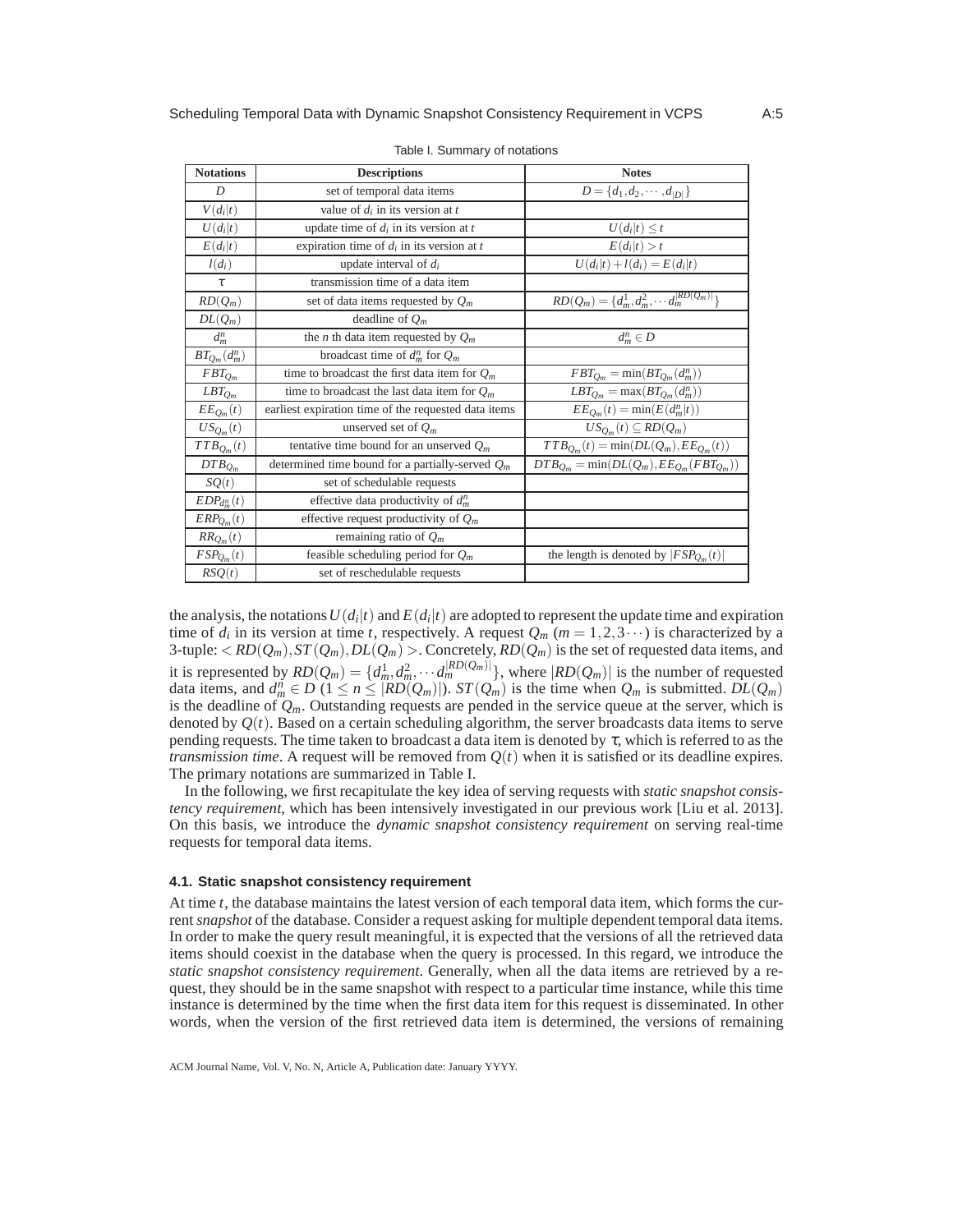Table I. Summary of notations

| Notations | Descriptions | Notes |
|---|---|---|
| $D$ | set of temporal data items | $D = \{d_1, d_2, \cdots, d_{\|D\|}\}$ |
| $V(d_i\|t)$ | value of $d_i$ in its version at $t$ | |
| $U(d_i\|t)$ | update time of $d_i$ in its version at $t$ | $U(d_i\|t) \leq t$ |
| $E(d_i\|t)$ | expiration time of $d_i$ in its version at $t$ | $E(d_i\|t) > t$ |
| $l(d_i)$ | update interval of $d_i$ | $U(d_i\|t) + l(d_i) = E(d_i\|t)$ |
| $\tau$ | transmission time of a data item | |
| $RD(Q_m)$ | set of data items requested by $Q_m$ | $RD(Q_m) = \{d_m^1, d_m^2, \cdots d_m^{\|RD(Q_m)\|}\}$ |
| $DL(Q_m)$ | deadline of $Q_m$ | |
| $d_m^n$ | the $n$ th data item requested by $Q_m$ | $d_m^n \in D$ |
| $BT_{Q_m}(d_m^n)$ | broadcast time of $d_m^n$ for $Q_m$ | |
| $FBT_{Q_m}$ | time to broadcast the first data item for $Q_m$ | $FBT_{Q_m} = \min(BT_{Q_m}(d_m^n))$ |
| $LBT_{Q_m}$ | time to broadcast the last data item for $Q_m$ | $LBT_{Q_m} = \max(BT_{Q_m}(d_m^n))$ |
| $EE_{Q_m}(t)$ | earliest expiration time of the requested data items | $EE_{Q_m}(t) = \min(E(d_m^n\|t))$ |
| $US_{Q_m}(t)$ | unserved set of $Q_m$ | $US_{Q_m}(t) \subseteq RD(Q_m)$ |
| $TTB_{Q_m}(t)$ | tentative time bound for an unserved $Q_m$ | $TTB_{Q_m}(t) = \min(DL(Q_m), EE_{Q_m}(t))$ |
| $DTB_{Q_m}$ | determined time bound for a partially-served $Q_m$ | $DTB_{Q_m} = \min(DL(Q_m), EE_{Q_m}(FBT_{Q_m}))$ |
| $SQ(t)$ | set of schedulable requests | |
| $EDP_{d_m^n}(t)$ | effective data productivity of $d_m^n$ | |
| $ERP_{Q_m}(t)$ | effective request productivity of $Q_m$ | |
| $RR_{Q_m}(t)$ | remaining ratio of $Q_m$ | |
| $FSP_{Q_m}(t)$ | feasible scheduling period for $Q_m$ | the length is denoted by $\|FSP_{Q_m}(t)\|$ |
| $RSQ(t)$ | set of reschedulable requests | |

the analysis, the notations $U(d_i|t)$ and $E(d_i|t)$ are adopted to represent the update time and expiration time of $d_i$ in its version at time $t$, respectively. A request $Q_m$ ($m = 1,2,3\cdots$) is characterized by a 3-tuple: $< RD(Q_m), ST(Q_m), DL(Q_m) >$. Concretely, $RD(Q_m)$ is the set of requested data items, and it is represented by $RD(Q_m) = \{d_m^1, d_m^2, \cdots d_m^{|RD(Q_m)|}\}$, where $|RD(Q_m)|$ is the number of requested data items, and $d_m^n \in D$ ($1 \leq n \leq |RD(Q_m)|$). $ST(Q_m)$ is the time when $Q_m$ is submitted. $DL(Q_m)$ is the deadline of $Q_m$. Outstanding requests are pended in the service queue at the server, which is denoted by $Q(t)$. Based on a certain scheduling algorithm, the server broadcasts data items to serve pending requests. The time taken to broadcast a data item is denoted by $\tau$, which is referred to as the *transmission time*. A request will be removed from $Q(t)$ when it is satisfied or its deadline expires. The primary notations are summarized in Table I.

In the following, we first recapitulate the key idea of serving requests with *static snapshot consistency requirement*, which has been intensively investigated in our previous work [Liu et al. 2013]. On this basis, we introduce the *dynamic snapshot consistency requirement* on serving real-time requests for temporal data items.

### 4.1. Static snapshot consistency requirement

At time $t$, the database maintains the latest version of each temporal data item, which forms the current *snapshot* of the database. Consider a request asking for multiple dependent temporal data items. In order to make the query result meaningful, it is expected that the versions of all the retrieved data items should coexist in the database when the query is processed. In this regard, we introduce the *static snapshot consistency requirement*. Generally, when all the data items are retrieved by a request, they should be in the same snapshot with respect to a particular time instance, while this time instance is determined by the time when the first data item for this request is disseminated. In other words, when the version of the first retrieved data item is determined, the versions of remaining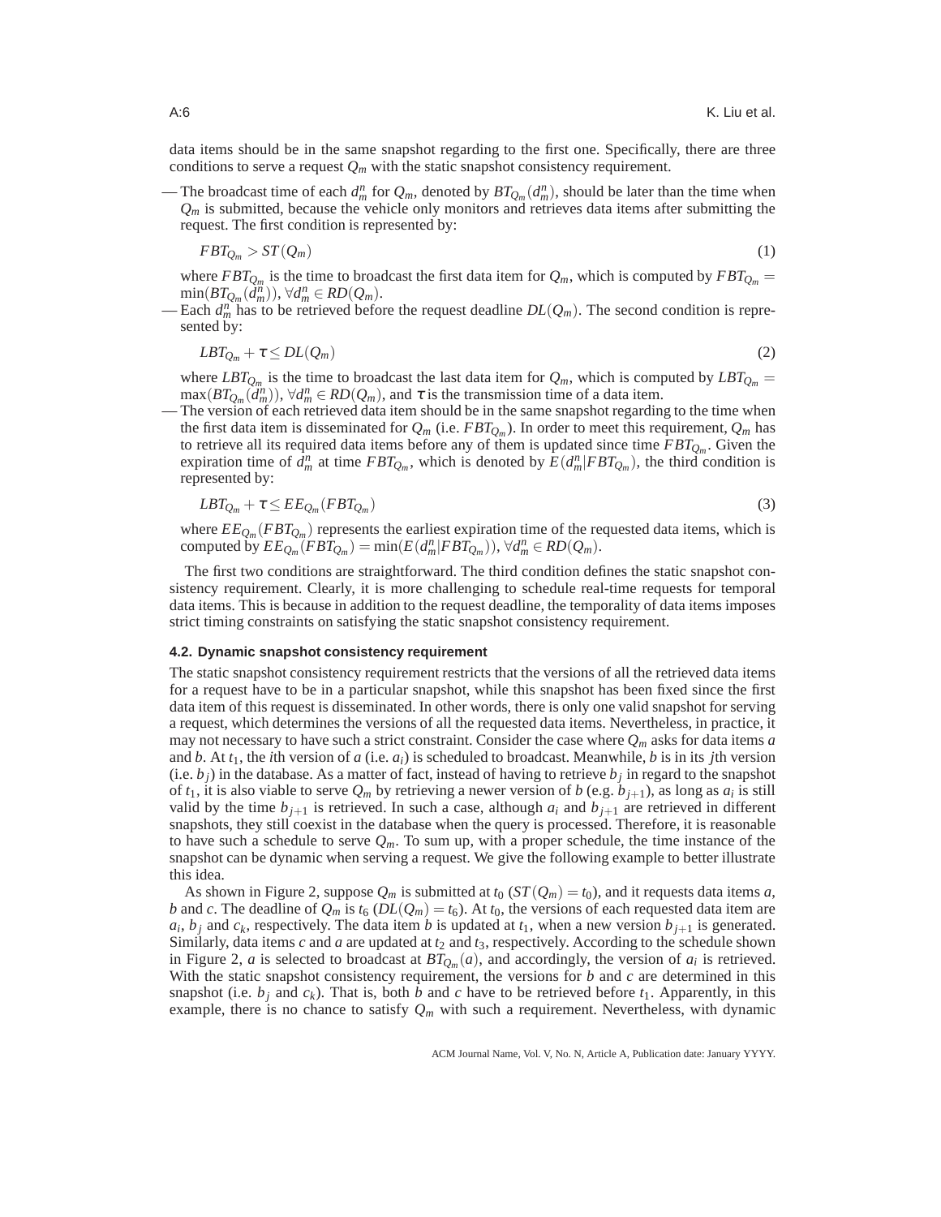data items should be in the same snapshot regarding to the first one. Specifically, there are three conditions to serve a request $Q_m$ with the static snapshot consistency requirement.

— The broadcast time of each $d_m^n$ for $Q_m$, denoted by $BT_{Q_m}(d_m^n)$, should be later than the time when $Q_m$ is submitted, because the vehicle only monitors and retrieves data items after submitting the request. The first condition is represented by:

$$FBT_{Q_m} > ST(Q_m) \tag{1}$$

where $FBT_{Q_m}$ is the time to broadcast the first data item for $Q_m$, which is computed by $FBT_{Q_m} = \min(BT_{Q_m}(d_m^n))$, $\forall d_m^n \in RD(Q_m)$.

— Each $d_m^n$ has to be retrieved before the request deadline $DL(Q_m)$. The second condition is represented by:

$$LBT_{Q_m} + \tau \leq DL(Q_m) \tag{2}$$

where $LBT_{Q_m}$ is the time to broadcast the last data item for $Q_m$, which is computed by $LBT_{Q_m} = \max(BT_{Q_m}(d_m^n))$, $\forall d_m^n \in RD(Q_m)$, and $\tau$ is the transmission time of a data item.

— The version of each retrieved data item should be in the same snapshot regarding to the time when the first data item is disseminated for $Q_m$ (i.e. $FBT_{Q_m}$). In order to meet this requirement, $Q_m$ has to retrieve all its required data items before any of them is updated since time $FBT_{Q_m}$. Given the expiration time of $d_m^n$ at time $FBT_{Q_m}$, which is denoted by $E(d_m^n|FBT_{Q_m})$, the third condition is represented by:

$$LBT_{Q_m} + \tau \leq EE_{Q_m}(FBT_{Q_m}) \tag{3}$$

where $EE_{Q_m}(FBT_{Q_m})$ represents the earliest expiration time of the requested data items, which is computed by $EE_{Q_m}(FBT_{Q_m}) = \min(E(d_m^n|FBT_{Q_m}))$, $\forall d_m^n \in RD(Q_m)$.

The first two conditions are straightforward. The third condition defines the static snapshot consistency requirement. Clearly, it is more challenging to schedule real-time requests for temporal data items. This is because in addition to the request deadline, the temporality of data items imposes strict timing constraints on satisfying the static snapshot consistency requirement.

### 4.2. Dynamic snapshot consistency requirement

The static snapshot consistency requirement restricts that the versions of all the retrieved data items for a request have to be in a particular snapshot, while this snapshot has been fixed since the first data item of this request is disseminated. In other words, there is only one valid snapshot for serving a request, which determines the versions of all the requested data items. Nevertheless, in practice, it may not necessary to have such a strict constraint. Consider the case where $Q_m$ asks for data items $a$ and $b$. At $t_1$, the $i$th version of $a$ (i.e. $a_i$) is scheduled to broadcast. Meanwhile, $b$ is in its $j$th version (i.e. $b_j$) in the database. As a matter of fact, instead of having to retrieve $b_j$ in regard to the snapshot of $t_1$, it is also viable to serve $Q_m$ by retrieving a newer version of $b$ (e.g. $b_{j+1}$), as long as $a_i$ is still valid by the time $b_{j+1}$ is retrieved. In such a case, although $a_i$ and $b_{j+1}$ are retrieved in different snapshots, they still coexist in the database when the query is processed. Therefore, it is reasonable to have such a schedule to serve $Q_m$. To sum up, with a proper schedule, the time instance of the snapshot can be dynamic when serving a request. We give the following example to better illustrate this idea.

As shown in Figure 2, suppose $Q_m$ is submitted at $t_0$ ($ST(Q_m) = t_0$), and it requests data items $a$, $b$ and $c$. The deadline of $Q_m$ is $t_6$ ($DL(Q_m) = t_6$). At $t_0$, the versions of each requested data item are $a_i$, $b_j$ and $c_k$, respectively. The data item $b$ is updated at $t_1$, when a new version $b_{j+1}$ is generated. Similarly, data items $c$ and $a$ are updated at $t_2$ and $t_3$, respectively. According to the schedule shown in Figure 2, $a$ is selected to broadcast at $BT_{Q_m}(a)$, and accordingly, the version of $a_i$ is retrieved. With the static snapshot consistency requirement, the versions for $b$ and $c$ are determined in this snapshot (i.e. $b_j$ and $c_k$). That is, both $b$ and $c$ have to be retrieved before $t_1$. Apparently, in this example, there is no chance to satisfy $Q_m$ with such a requirement. Nevertheless, with dynamic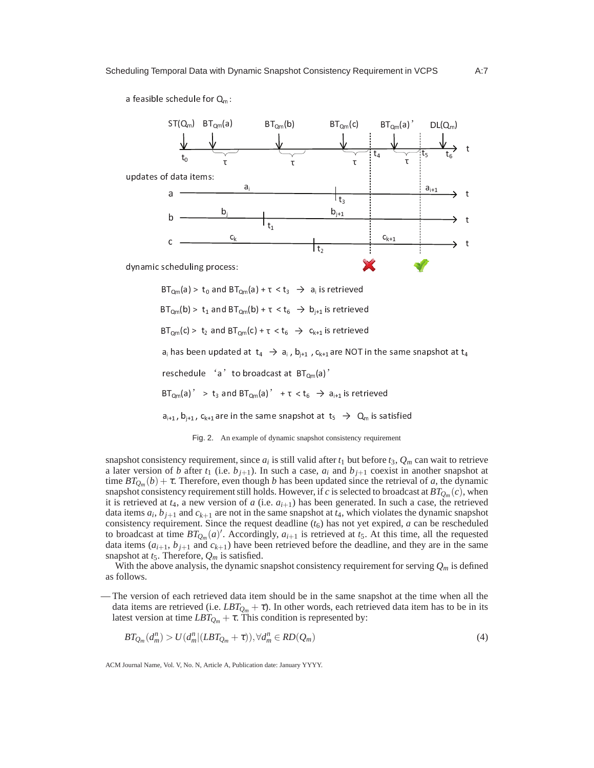a feasible schedule for $Q_m$:

updates of data items:

dynamic scheduling process:

$BT_{Q_m}(a) > t_0$ and $BT_{Q_m}(a) + \tau < t_3 \rightarrow a_i$ is retrieved

$BT_{Q_m}(b) > t_1$ and $BT_{Q_m}(b) + \tau < t_6 \rightarrow b_{j+1}$ is retrieved

$BT_{Q_m}(c) > t_2$ and $BT_{Q_m}(c) + \tau < t_6 \rightarrow c_{k+1}$ is retrieved

$a_i$ has been updated at $t_4 \rightarrow a_i$, $b_{j+1}$, $c_{k+1}$ are NOT in the same snapshot at $t_4$

reschedule 'a' to broadcast at $BT_{Q_m}(a)'$

$BT_{Q_m}(a)' > t_3$ and $BT_{Q_m}(a)' + \tau < t_6 \rightarrow a_{i+1}$ is retrieved

$a_{i+1}$, $b_{j+1}$, $c_{k+1}$ are in the same snapshot at $t_5 \rightarrow Q_m$ is satisfied

Fig. 2. An example of dynamic snapshot consistency requirement

snapshot consistency requirement, since $a_i$ is still valid after $t_1$ but before $t_3$, $Q_m$ can wait to retrieve a later version of $b$ after $t_1$ (i.e. $b_{j+1}$). In such a case, $a_i$ and $b_{j+1}$ coexist in another snapshot at time $BT_{Q_m}(b) + \tau$. Therefore, even though $b$ has been updated since the retrieval of $a$, the dynamic snapshot consistency requirement still holds. However, if $c$ is selected to broadcast at $BT_{Q_m}(c)$, when it is retrieved at $t_4$, a new version of $a$ (i.e. $a_{i+1}$) has been generated. In such a case, the retrieved data items $a_i$, $b_{j+1}$ and $c_{k+1}$ are not in the same snapshot at $t_4$, which violates the dynamic snapshot consistency requirement. Since the request deadline ($t_6$) has not yet expired, $a$ can be rescheduled to broadcast at time $BT_{Q_m}(a)'$. Accordingly, $a_{i+1}$ is retrieved at $t_5$. At this time, all the requested data items ($a_{i+1}$, $b_{j+1}$ and $c_{k+1}$) have been retrieved before the deadline, and they are in the same snapshot at $t_5$. Therefore, $Q_m$ is satisfied.

With the above analysis, the dynamic snapshot consistency requirement for serving $Q_m$ is defined as follows.

— The version of each retrieved data item should be in the same snapshot at the time when all the data items are retrieved (i.e. $LBT_{Q_m} + \tau$). In other words, each retrieved data item has to be in its latest version at time $LBT_{Q_m} + \tau$. This condition is represented by:

$$BT_{Q_m}(d_m^n) > U(d_m^n | (LBT_{Q_m} + \tau)), \forall d_m^n \in RD(Q_m) \tag{4}$$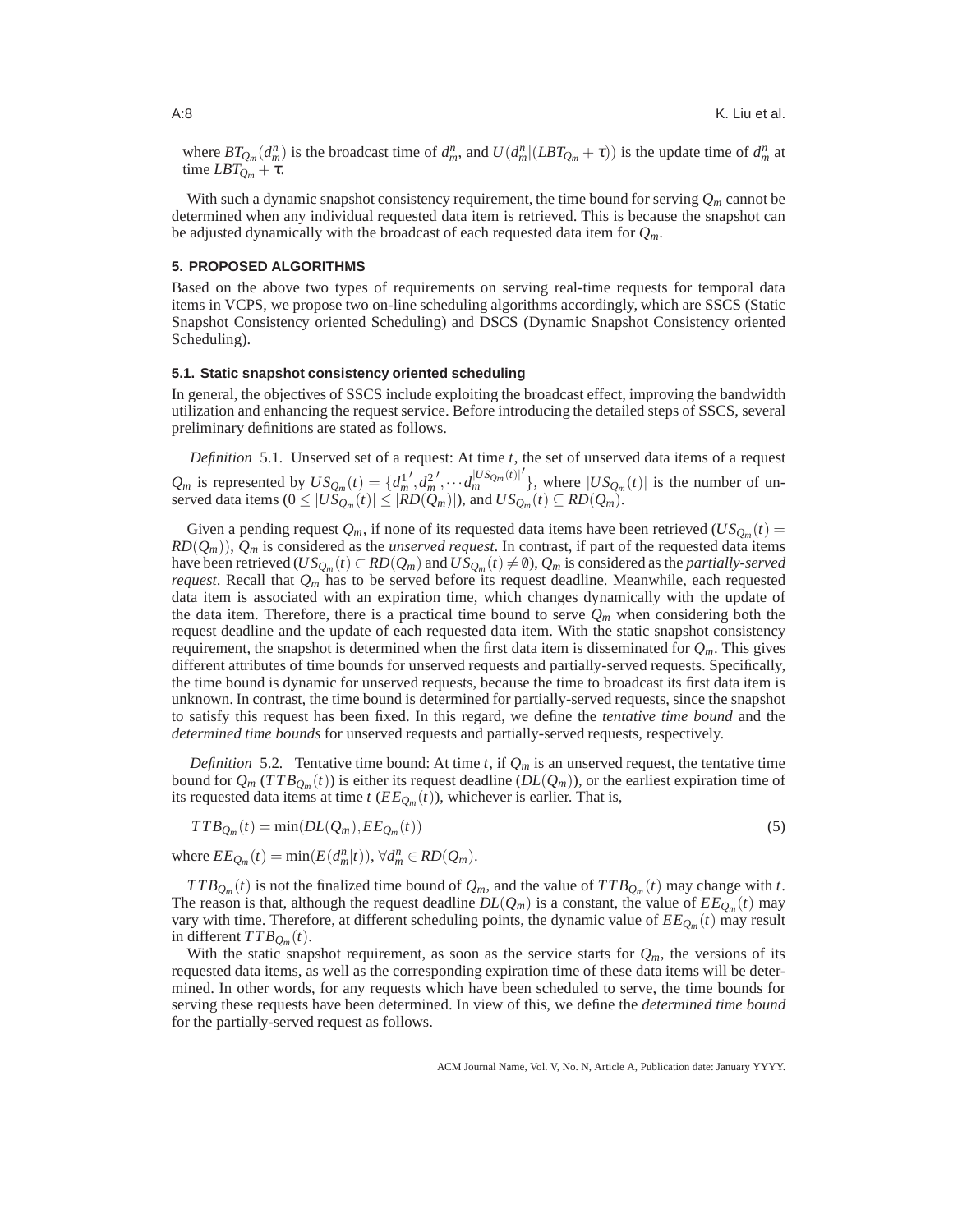where $BT_{Q_m}(d_m^n)$ is the broadcast time of $d_m^n$, and $U(d_m^n|(LBT_{Q_m}+\tau))$ is the update time of $d_m^n$ at time $LBT_{Q_m}+\tau$.

With such a dynamic snapshot consistency requirement, the time bound for serving $Q_m$ cannot be determined when any individual requested data item is retrieved. This is because the snapshot can be adjusted dynamically with the broadcast of each requested data item for $Q_m$.

## 5. PROPOSED ALGORITHMS

Based on the above two types of requirements on serving real-time requests for temporal data items in VCPS, we propose two on-line scheduling algorithms accordingly, which are SSCS (Static Snapshot Consistency oriented Scheduling) and DSCS (Dynamic Snapshot Consistency oriented Scheduling).

### 5.1. Static snapshot consistency oriented scheduling

In general, the objectives of SSCS include exploiting the broadcast effect, improving the bandwidth utilization and enhancing the request service. Before introducing the detailed steps of SSCS, several preliminary definitions are stated as follows.

*Definition* 5.1. Unserved set of a request: At time $t$, the set of unserved data items of a request $Q_m$ is represented by $US_{Q_m}(t)=\{d_m^{1'}, d_m^{2'}, \cdots d_m^{|US_{Q_m}(t)|'}\}$, where $|US_{Q_m}(t)|$ is the number of unserved data items ($0 \le |US_{Q_m}(t)| \le |RD(Q_m)|$), and $US_{Q_m}(t) \subseteq RD(Q_m)$.

Given a pending request $Q_m$, if none of its requested data items have been retrieved ($US_{Q_m}(t) = RD(Q_m)$), $Q_m$ is considered as the *unserved request*. In contrast, if part of the requested data items have been retrieved ($US_{Q_m}(t) \subset RD(Q_m)$ and $US_{Q_m}(t) \neq \emptyset$), $Q_m$ is considered as the *partially-served request*. Recall that $Q_m$ has to be served before its request deadline. Meanwhile, each requested data item is associated with an expiration time, which changes dynamically with the update of the data item. Therefore, there is a practical time bound to serve $Q_m$ when considering both the request deadline and the update of each requested data item. With the static snapshot consistency requirement, the snapshot is determined when the first data item is disseminated for $Q_m$. This gives different attributes of time bounds for unserved requests and partially-served requests. Specifically, the time bound is dynamic for unserved requests, because the time to broadcast its first data item is unknown. In contrast, the time bound is determined for partially-served requests, since the snapshot to satisfy this request has been fixed. In this regard, we define the *tentative time bound* and the *determined time bounds* for unserved requests and partially-served requests, respectively.

*Definition* 5.2. Tentative time bound: At time $t$, if $Q_m$ is an unserved request, the tentative time bound for $Q_m$ ($TTB_{Q_m}(t)$) is either its request deadline ($DL(Q_m)$), or the earliest expiration time of its requested data items at time $t$ ($EE_{Q_m}(t)$), whichever is earlier. That is,

$$TTB_{Q_m}(t) = \min(DL(Q_m), EE_{Q_m}(t)) \tag{5}$$

where $EE_{Q_m}(t) = \min(E(d_m^n|t))$, $\forall d_m^n \in RD(Q_m)$.

$TTB_{Q_m}(t)$ is not the finalized time bound of $Q_m$, and the value of $TTB_{Q_m}(t)$ may change with $t$. The reason is that, although the request deadline $DL(Q_m)$ is a constant, the value of $EE_{Q_m}(t)$ may vary with time. Therefore, at different scheduling points, the dynamic value of $EE_{Q_m}(t)$ may result in different $TTB_{Q_m}(t)$.

With the static snapshot requirement, as soon as the service starts for $Q_m$, the versions of its requested data items, as well as the corresponding expiration time of these data items will be determined. In other words, for any requests which have been scheduled to serve, the time bounds for serving these requests have been determined. In view of this, we define the *determined time bound* for the partially-served request as follows.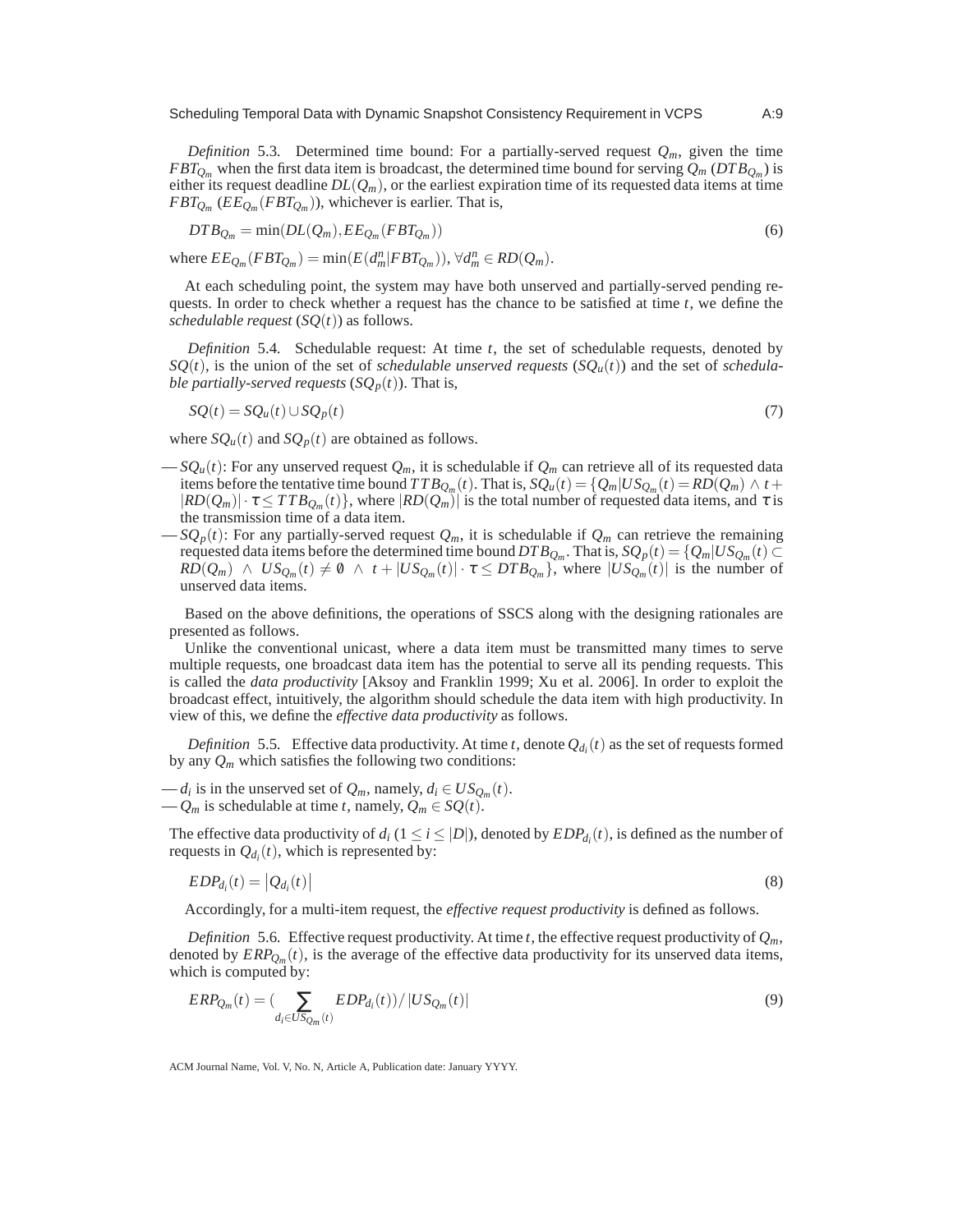*Definition* 5.3. Determined time bound: For a partially-served request $Q_m$, given the time $FBT_{Q_m}$ when the first data item is broadcast, the determined time bound for serving $Q_m$ ($DTB_{Q_m}$) is either its request deadline $DL(Q_m)$, or the earliest expiration time of its requested data items at time $FBT_{Q_m}$ ($EE_{Q_m}(FBT_{Q_m})$), whichever is earlier. That is,

$$DTB_{Q_m} = \min(DL(Q_m), EE_{Q_m}(FBT_{Q_m})) \tag{6}$$

where $EE_{Q_m}(FBT_{Q_m}) = \min(E(d_m^n|FBT_{Q_m})), \forall d_m^n \in RD(Q_m)$.

At each scheduling point, the system may have both unserved and partially-served pending requests. In order to check whether a request has the chance to be satisfied at time $t$, we define the *schedulable request* ($SQ(t)$) as follows.

*Definition* 5.4. Schedulable request: At time $t$, the set of schedulable requests, denoted by $SQ(t)$, is the union of the set of *schedulable unserved requests* ($SQ_u(t)$) and the set of *schedulable partially-served requests* ($SQ_p(t)$). That is,

$$SQ(t) = SQ_u(t) \cup SQ_p(t) \tag{7}$$

where $SQ_u(t)$ and $SQ_p(t)$ are obtained as follows.

— $SQ_u(t)$: For any unserved request $Q_m$, it is schedulable if $Q_m$ can retrieve all of its requested data items before the tentative time bound $TTB_{Q_m}(t)$. That is, $SQ_u(t) = \{Q_m | US_{Q_m}(t) = RD(Q_m) \wedge t + |RD(Q_m)| \cdot \tau \leq TTB_{Q_m}(t)\}$, where $|RD(Q_m)|$ is the total number of requested data items, and $\tau$ is the transmission time of a data item.

— $SQ_p(t)$: For any partially-served request $Q_m$, it is schedulable if $Q_m$ can retrieve the remaining requested data items before the determined time bound $DTB_{Q_m}$. That is, $SQ_p(t) = \{Q_m | US_{Q_m}(t) \subset RD(Q_m) \ \wedge \ US_{Q_m}(t) \neq \emptyset \ \wedge \ t + |US_{Q_m}(t)| \cdot \tau \leq DTB_{Q_m}\}$, where $|US_{Q_m}(t)|$ is the number of unserved data items.

Based on the above definitions, the operations of SSCS along with the designing rationales are presented as follows.

Unlike the conventional unicast, where a data item must be transmitted many times to serve multiple requests, one broadcast data item has the potential to serve all its pending requests. This is called the *data productivity* [Aksoy and Franklin 1999; Xu et al. 2006]. In order to exploit the broadcast effect, intuitively, the algorithm should schedule the data item with high productivity. In view of this, we define the *effective data productivity* as follows.

*Definition* 5.5. Effective data productivity. At time $t$, denote $Q_{d_i}(t)$ as the set of requests formed by any $Q_m$ which satisfies the following two conditions:

— $d_i$ is in the unserved set of $Q_m$, namely, $d_i \in US_{Q_m}(t)$.
— $Q_m$ is schedulable at time $t$, namely, $Q_m \in SQ(t)$.

The effective data productivity of $d_i$ ($1 \leq i \leq |D|$), denoted by $EDP_{d_i}(t)$, is defined as the number of requests in $Q_{d_i}(t)$, which is represented by:

$$EDP_{d_i}(t) = \left|Q_{d_i}(t)\right| \tag{8}$$

Accordingly, for a multi-item request, the *effective request productivity* is defined as follows.

*Definition* 5.6. Effective request productivity. At time $t$, the effective request productivity of $Q_m$, denoted by $ERP_{Q_m}(t)$, is the average of the effective data productivity for its unserved data items, which is computed by:

$$ERP_{Q_m}(t) = (\sum_{d_i \in US_{Q_m}(t)} EDP_{d_i}(t)) / |US_{Q_m}(t)| \tag{9}$$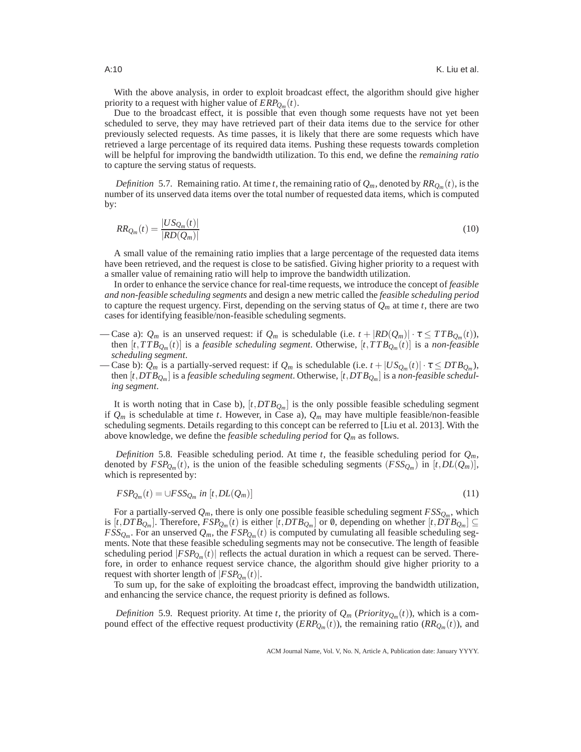With the above analysis, in order to exploit broadcast effect, the algorithm should give higher priority to a request with higher value of $ERP_{Q_m}(t)$.

Due to the broadcast effect, it is possible that even though some requests have not yet been scheduled to serve, they may have retrieved part of their data items due to the service for other previously selected requests. As time passes, it is likely that there are some requests which have retrieved a large percentage of its required data items. Pushing these requests towards completion will be helpful for improving the bandwidth utilization. To this end, we define the *remaining ratio* to capture the serving status of requests.

*Definition* 5.7. Remaining ratio. At time $t$, the remaining ratio of $Q_m$, denoted by $RR_{Q_m}(t)$, is the number of its unserved data items over the total number of requested data items, which is computed by:

$$RR_{Q_m}(t) = \frac{|US_{Q_m}(t)|}{|RD(Q_m)|} \tag{10}$$

A small value of the remaining ratio implies that a large percentage of the requested data items have been retrieved, and the request is close to be satisfied. Giving higher priority to a request with a smaller value of remaining ratio will help to improve the bandwidth utilization.

In order to enhance the service chance for real-time requests, we introduce the concept of *feasible and non-feasible scheduling segments* and design a new metric called the *feasible scheduling period* to capture the request urgency. First, depending on the serving status of $Q_m$ at time $t$, there are two cases for identifying feasible/non-feasible scheduling segments.

— Case a): $Q_m$ is an unserved request: if $Q_m$ is schedulable (i.e. $t + |RD(Q_m)| \cdot \tau \leq TTB_{Q_m}(t)$), then $[t, TTB_{Q_m}(t)]$ is a *feasible scheduling segment*. Otherwise, $[t, TTB_{Q_m}(t)]$ is a *non-feasible scheduling segment*.

— Case b): $Q_m$ is a partially-served request: if $Q_m$ is schedulable (i.e. $t + |US_{Q_m}(t)| \cdot \tau \leq DTB_{Q_m}$), then $[t, DTB_{Q_m}]$ is a *feasible scheduling segment*. Otherwise, $[t, DTB_{Q_m}]$ is a *non-feasible scheduling segment*.

It is worth noting that in Case b), $[t, DTB_{Q_m}]$ is the only possible feasible scheduling segment if $Q_m$ is schedulable at time $t$. However, in Case a), $Q_m$ may have multiple feasible/non-feasible scheduling segments. Details regarding to this concept can be referred to [Liu et al. 2013]. With the above knowledge, we define the *feasible scheduling period* for $Q_m$ as follows.

*Definition* 5.8. Feasible scheduling period. At time $t$, the feasible scheduling period for $Q_m$, denoted by $FSP_{Q_m}(t)$, is the union of the feasible scheduling segments ($FSS_{Q_m}$) in $[t, DL(Q_m)]$, which is represented by:

$$FSP_{Q_m}(t) = \cup FSS_{Q_m} \ in \ [t, DL(Q_m)] \tag{11}$$

For a partially-served $Q_m$, there is only one possible feasible scheduling segment $FSS_{Q_m}$, which is $[t, DTB_{Q_m}]$. Therefore, $FSP_{Q_m}(t)$ is either $[t, DTB_{Q_m}]$ or $\emptyset$, depending on whether $[t, DTB_{Q_m}] \subseteq FSS_{Q_m}$. For an unserved $Q_m$, the $FSP_{Q_m}(t)$ is computed by cumulating all feasible scheduling segments. Note that these feasible scheduling segments may not be consecutive. The length of feasible scheduling period $|FSP_{Q_m}(t)|$ reflects the actual duration in which a request can be served. Therefore, in order to enhance request service chance, the algorithm should give higher priority to a request with shorter length of $|FSP_{Q_m}(t)|$.

To sum up, for the sake of exploiting the broadcast effect, improving the bandwidth utilization, and enhancing the service chance, the request priority is defined as follows.

*Definition* 5.9. Request priority. At time $t$, the priority of $Q_m$ ($Priority_{Q_m}(t)$), which is a compound effect of the effective request productivity ($ERP_{Q_m}(t)$), the remaining ratio ($RR_{Q_m}(t)$), and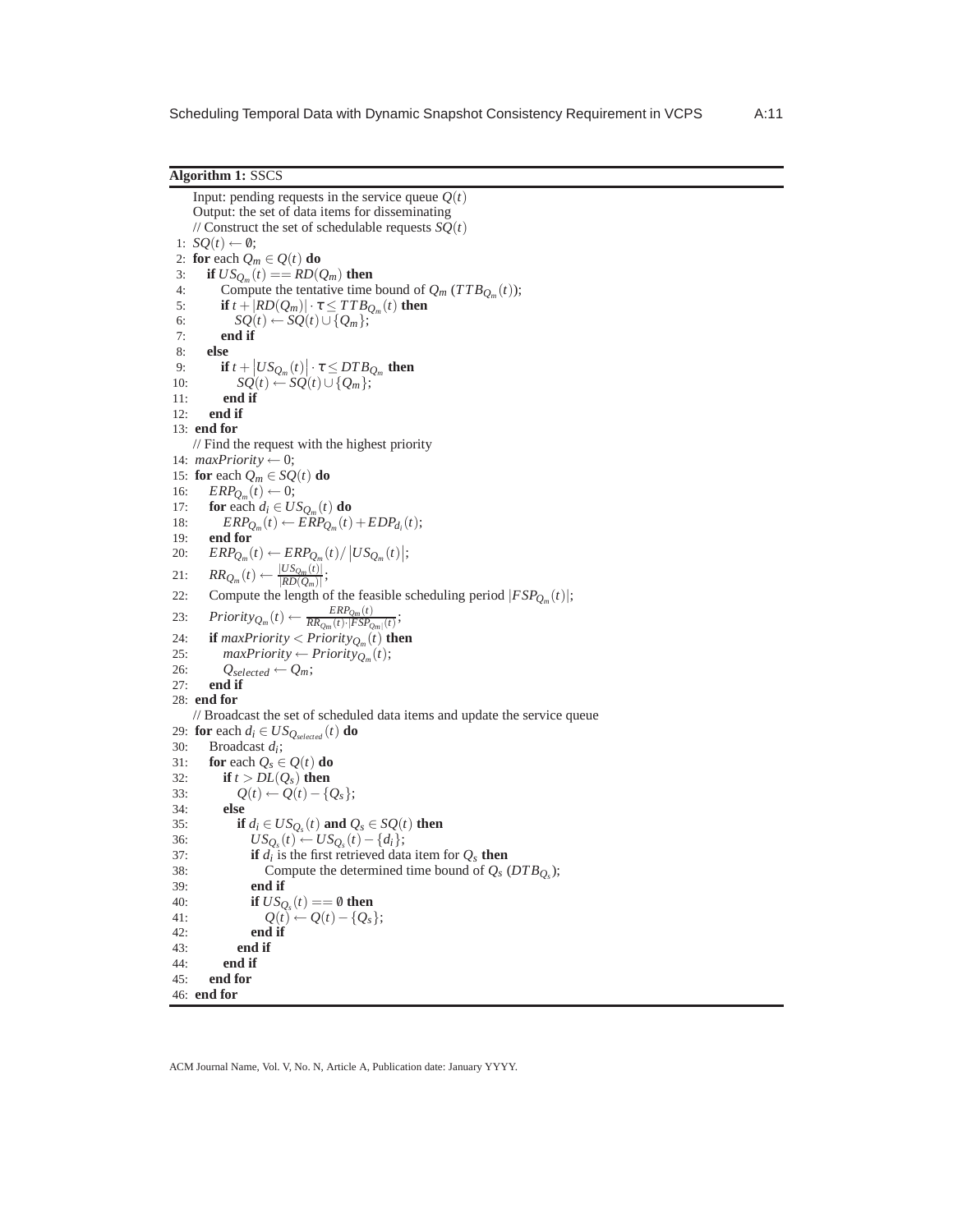**Algorithm 1:** SSCS

Input: pending requests in the service queue $Q(t)$
Output: the set of data items for disseminating
// Construct the set of schedulable requests $SQ(t)$

1: $SQ(t) \leftarrow \emptyset$;
2: **for** each $Q_m \in Q(t)$ **do**
3: &nbsp;&nbsp;&nbsp;**if** $US_{Q_m}(t) == RD(Q_m)$ **then**
4: &nbsp;&nbsp;&nbsp;&nbsp;&nbsp;&nbsp;Compute the tentative time bound of $Q_m$ ($TTB_{Q_m}(t)$);
5: &nbsp;&nbsp;&nbsp;&nbsp;&nbsp;&nbsp;**if** $t + |RD(Q_m)| \cdot \tau \leq TTB_{Q_m}(t)$ **then**
6: &nbsp;&nbsp;&nbsp;&nbsp;&nbsp;&nbsp;&nbsp;&nbsp;&nbsp;$SQ(t) \leftarrow SQ(t) \cup \{Q_m\}$;
7: &nbsp;&nbsp;&nbsp;&nbsp;&nbsp;&nbsp;**end if**
8: &nbsp;&nbsp;&nbsp;**else**
9: &nbsp;&nbsp;&nbsp;&nbsp;&nbsp;&nbsp;**if** $t + \left|US_{Q_m}(t)\right| \cdot \tau \leq DTB_{Q_m}$ **then**
10: &nbsp;&nbsp;&nbsp;&nbsp;&nbsp;&nbsp;&nbsp;&nbsp;&nbsp;$SQ(t) \leftarrow SQ(t) \cup \{Q_m\}$;
11: &nbsp;&nbsp;&nbsp;&nbsp;&nbsp;&nbsp;**end if**
12: &nbsp;&nbsp;&nbsp;**end if**
13: **end for**

// Find the request with the highest priority

14: $maxPriority \leftarrow 0$;
15: **for** each $Q_m \in SQ(t)$ **do**
16: &nbsp;&nbsp;&nbsp;$ERP_{Q_m}(t) \leftarrow 0$;
17: &nbsp;&nbsp;&nbsp;**for** each $d_i \in US_{Q_m}(t)$ **do**
18: &nbsp;&nbsp;&nbsp;&nbsp;&nbsp;&nbsp;$ERP_{Q_m}(t) \leftarrow ERP_{Q_m}(t) + EDP_{d_i}(t)$;
19: &nbsp;&nbsp;&nbsp;**end for**
20: &nbsp;&nbsp;&nbsp;$ERP_{Q_m}(t) \leftarrow ERP_{Q_m}(t) / \left|US_{Q_m}(t)\right|$;
21: &nbsp;&nbsp;&nbsp;$RR_{Q_m}(t) \leftarrow \frac{|US_{Q_m}(t)|}{|RD(Q_m)|}$;
22: &nbsp;&nbsp;&nbsp;Compute the length of the feasible scheduling period $|FSP_{Q_m}(t)|$;
23: &nbsp;&nbsp;&nbsp;$Priority_{Q_m}(t) \leftarrow \frac{ERP_{Q_m}(t)}{RR_{Q_m}(t) \cdot |FSP_{Q_m|}(t)}$;
24: &nbsp;&nbsp;&nbsp;**if** $maxPriority < Priority_{Q_m}(t)$ **then**
25: &nbsp;&nbsp;&nbsp;&nbsp;&nbsp;&nbsp;$maxPriority \leftarrow Priority_{Q_m}(t)$;
26: &nbsp;&nbsp;&nbsp;&nbsp;&nbsp;&nbsp;$Q_{selected} \leftarrow Q_m$;
27: &nbsp;&nbsp;&nbsp;**end if**
28: **end for**

// Broadcast the set of scheduled data items and update the service queue

29: **for** each $d_i \in US_{Q_{selected}}(t)$ **do**
30: &nbsp;&nbsp;&nbsp;Broadcast $d_i$;
31: &nbsp;&nbsp;&nbsp;**for** each $Q_s \in Q(t)$ **do**
32: &nbsp;&nbsp;&nbsp;&nbsp;&nbsp;&nbsp;**if** $t > DL(Q_s)$ **then**
33: &nbsp;&nbsp;&nbsp;&nbsp;&nbsp;&nbsp;&nbsp;&nbsp;&nbsp;$Q(t) \leftarrow Q(t) - \{Q_s\}$;
34: &nbsp;&nbsp;&nbsp;&nbsp;&nbsp;&nbsp;**else**
35: &nbsp;&nbsp;&nbsp;&nbsp;&nbsp;&nbsp;&nbsp;&nbsp;&nbsp;**if** $d_i \in US_{Q_s}(t)$ **and** $Q_s \in SQ(t)$ **then**
36: &nbsp;&nbsp;&nbsp;&nbsp;&nbsp;&nbsp;&nbsp;&nbsp;&nbsp;&nbsp;&nbsp;&nbsp;$US_{Q_s}(t) \leftarrow US_{Q_s}(t) - \{d_i\}$;
37: &nbsp;&nbsp;&nbsp;&nbsp;&nbsp;&nbsp;&nbsp;&nbsp;&nbsp;&nbsp;&nbsp;&nbsp;**if** $d_i$ is the first retrieved data item for $Q_s$ **then**
38: &nbsp;&nbsp;&nbsp;&nbsp;&nbsp;&nbsp;&nbsp;&nbsp;&nbsp;&nbsp;&nbsp;&nbsp;&nbsp;&nbsp;&nbsp;Compute the determined time bound of $Q_s$ ($DTB_{Q_s}$);
39: &nbsp;&nbsp;&nbsp;&nbsp;&nbsp;&nbsp;&nbsp;&nbsp;&nbsp;&nbsp;&nbsp;&nbsp;**end if**
40: &nbsp;&nbsp;&nbsp;&nbsp;&nbsp;&nbsp;&nbsp;&nbsp;&nbsp;&nbsp;&nbsp;&nbsp;**if** $US_{Q_s}(t) == \emptyset$ **then**
41: &nbsp;&nbsp;&nbsp;&nbsp;&nbsp;&nbsp;&nbsp;&nbsp;&nbsp;&nbsp;&nbsp;&nbsp;&nbsp;&nbsp;&nbsp;$Q(t) \leftarrow Q(t) - \{Q_s\}$;
42: &nbsp;&nbsp;&nbsp;&nbsp;&nbsp;&nbsp;&nbsp;&nbsp;&nbsp;&nbsp;&nbsp;&nbsp;**end if**
43: &nbsp;&nbsp;&nbsp;&nbsp;&nbsp;&nbsp;&nbsp;&nbsp;&nbsp;**end if**
44: &nbsp;&nbsp;&nbsp;&nbsp;&nbsp;&nbsp;**end if**
45: &nbsp;&nbsp;&nbsp;**end for**
46: **end for**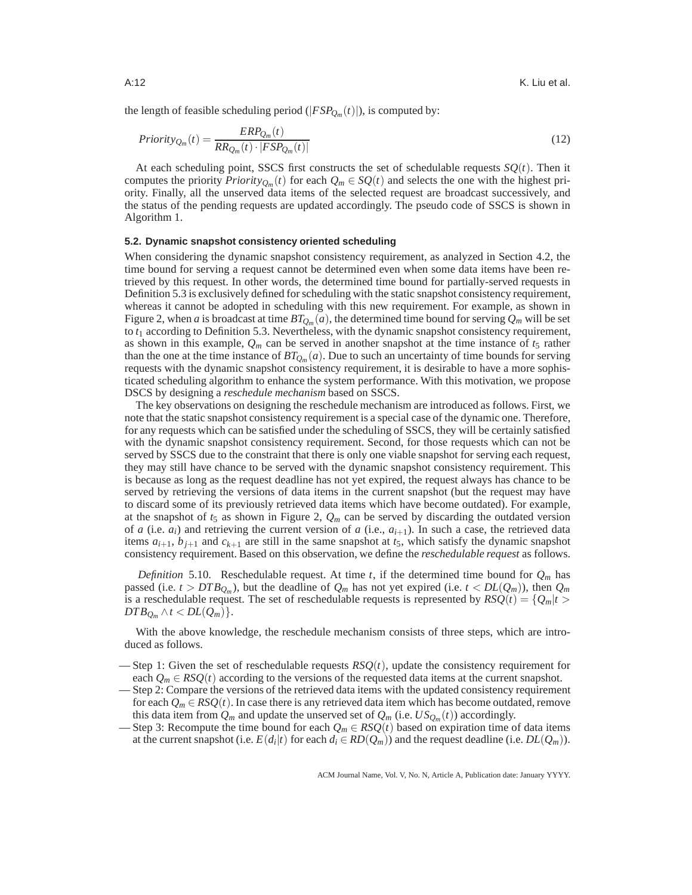the length of feasible scheduling period ($|FSP_{Q_m}(t)|$), is computed by:

$$Priority_{Q_m}(t) = \frac{ERP_{Q_m}(t)}{RR_{Q_m}(t) \cdot |FSP_{Q_m}(t)|} \tag{12}$$

At each scheduling point, SSCS first constructs the set of schedulable requests $SQ(t)$. Then it computes the priority $Priority_{Q_m}(t)$ for each $Q_m \in SQ(t)$ and selects the one with the highest priority. Finally, all the unserved data items of the selected request are broadcast successively, and the status of the pending requests are updated accordingly. The pseudo code of SSCS is shown in Algorithm 1.

### 5.2. Dynamic snapshot consistency oriented scheduling

When considering the dynamic snapshot consistency requirement, as analyzed in Section 4.2, the time bound for serving a request cannot be determined even when some data items have been retrieved by this request. In other words, the determined time bound for partially-served requests in Definition 5.3 is exclusively defined for scheduling with the static snapshot consistency requirement, whereas it cannot be adopted in scheduling with this new requirement. For example, as shown in Figure 2, when $a$ is broadcast at time $BT_{Q_m}(a)$, the determined time bound for serving $Q_m$ will be set to $t_1$ according to Definition 5.3. Nevertheless, with the dynamic snapshot consistency requirement, as shown in this example, $Q_m$ can be served in another snapshot at the time instance of $t_5$ rather than the one at the time instance of $BT_{Q_m}(a)$. Due to such an uncertainty of time bounds for serving requests with the dynamic snapshot consistency requirement, it is desirable to have a more sophisticated scheduling algorithm to enhance the system performance. With this motivation, we propose DSCS by designing a *reschedule mechanism* based on SSCS.

The key observations on designing the reschedule mechanism are introduced as follows. First, we note that the static snapshot consistency requirement is a special case of the dynamic one. Therefore, for any requests which can be satisfied under the scheduling of SSCS, they will be certainly satisfied with the dynamic snapshot consistency requirement. Second, for those requests which can not be served by SSCS due to the constraint that there is only one viable snapshot for serving each request, they may still have chance to be served with the dynamic snapshot consistency requirement. This is because as long as the request deadline has not yet expired, the request always has chance to be served by retrieving the versions of data items in the current snapshot (but the request may have to discard some of its previously retrieved data items which have become outdated). For example, at the snapshot of $t_5$ as shown in Figure 2, $Q_m$ can be served by discarding the outdated version of $a$ (i.e. $a_i$) and retrieving the current version of $a$ (i.e., $a_{i+1}$). In such a case, the retrieved data items $a_{i+1}$, $b_{j+1}$ and $c_{k+1}$ are still in the same snapshot at $t_5$, which satisfy the dynamic snapshot consistency requirement. Based on this observation, we define the *reschedulable request* as follows.

*Definition* 5.10. Reschedulable request. At time $t$, if the determined time bound for $Q_m$ has passed (i.e. $t > DTB_{Q_m}$), but the deadline of $Q_m$ has not yet expired (i.e. $t < DL(Q_m)$), then $Q_m$ is a reschedulable request. The set of reschedulable requests is represented by $RSQ(t) = \{Q_m | t > DTB_{Q_m} \wedge t < DL(Q_m)\}$.

With the above knowledge, the reschedule mechanism consists of three steps, which are introduced as follows.

— Step 1: Given the set of reschedulable requests $RSQ(t)$, update the consistency requirement for each $Q_m \in RSQ(t)$ according to the versions of the requested data items at the current snapshot.
— Step 2: Compare the versions of the retrieved data items with the updated consistency requirement for each $Q_m \in RSQ(t)$. In case there is any retrieved data item which has become outdated, remove this data item from $Q_m$ and update the unserved set of $Q_m$ (i.e. $US_{Q_m}(t)$) accordingly.
— Step 3: Recompute the time bound for each $Q_m \in RSQ(t)$ based on expiration time of data items at the current snapshot (i.e. $E(d_i|t)$ for each $d_i \in RD(Q_m)$) and the request deadline (i.e. $DL(Q_m)$).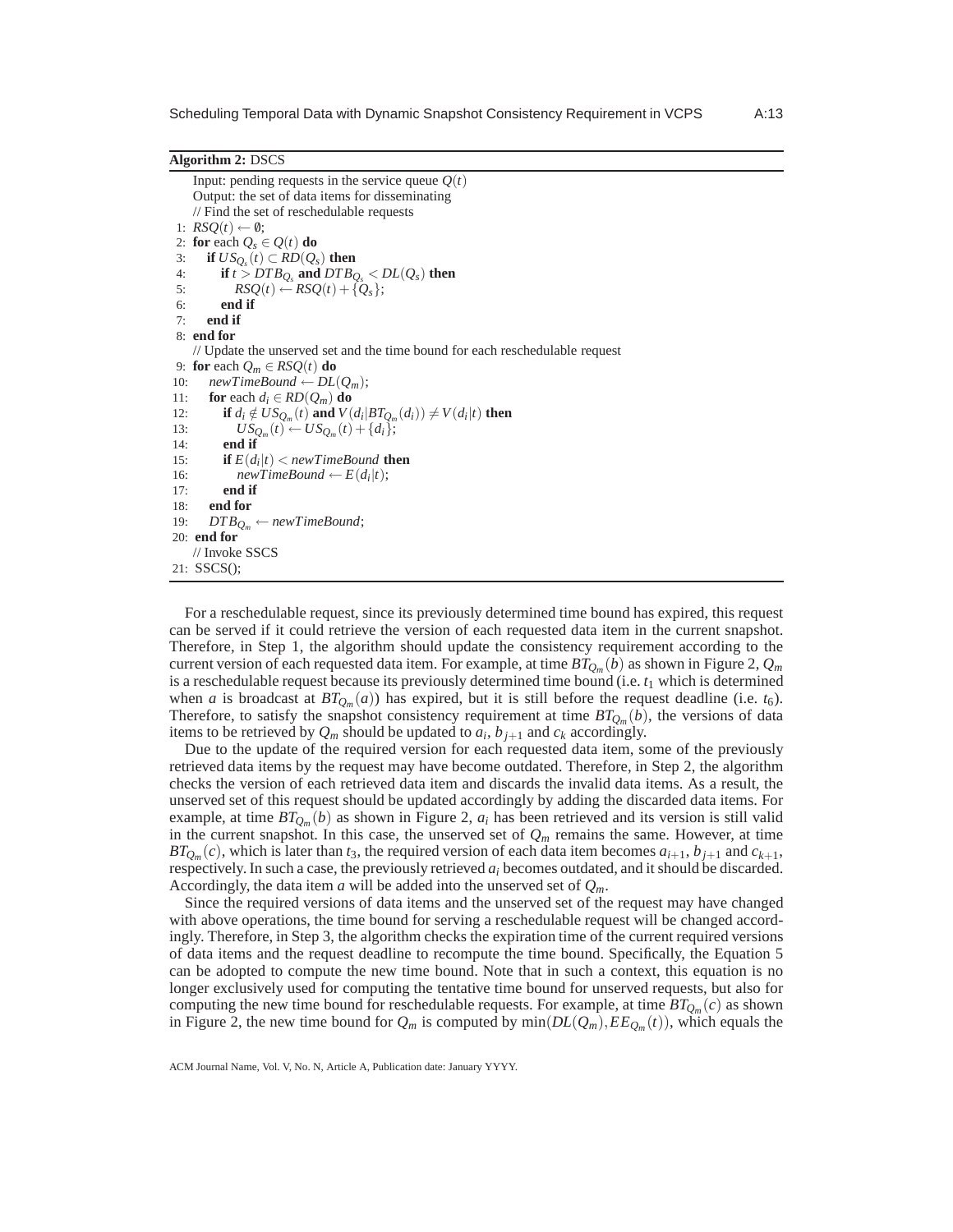**Algorithm 2:** DSCS

```
    Input: pending requests in the service queue Q(t)
    Output: the set of data items for disseminating
    // Find the set of reschedulable requests
 1: RSQ(t) ← ∅;
 2: for each Q_s ∈ Q(t) do
 3:    if US_{Q_s}(t) ⊂ RD(Q_s) then
 4:       if t > DTB_{Q_s} and DTB_{Q_s} < DL(Q_s) then
 5:          RSQ(t) ← RSQ(t) + {Q_s};
 6:       end if
 7:    end if
 8: end for
    // Update the unserved set and the time bound for each reschedulable request
 9: for each Q_m ∈ RSQ(t) do
10:    newTimeBound ← DL(Q_m);
11:    for each d_i ∈ RD(Q_m) do
12:       if d_i ∉ US_{Q_m}(t) and V(d_i|BT_{Q_m}(d_i)) ≠ V(d_i|t) then
13:          US_{Q_m}(t) ← US_{Q_m}(t) + {d_i};
14:       end if
15:       if E(d_i|t) < newTimeBound then
16:          newTimeBound ← E(d_i|t);
17:       end if
18:    end for
19:    DTB_{Q_m} ← newTimeBound;
20: end for
    // Invoke SSCS
21: SSCS();
```

For a reschedulable request, since its previously determined time bound has expired, this request can be served if it could retrieve the version of each requested data item in the current snapshot. Therefore, in Step 1, the algorithm should update the consistency requirement according to the current version of each requested data item. For example, at time $BT_{Q_m}(b)$ as shown in Figure 2, $Q_m$ is a reschedulable request because its previously determined time bound (i.e. $t_1$ which is determined when $a$ is broadcast at $BT_{Q_m}(a)$) has expired, but it is still before the request deadline (i.e. $t_6$). Therefore, to satisfy the snapshot consistency requirement at time $BT_{Q_m}(b)$, the versions of data items to be retrieved by $Q_m$ should be updated to $a_i$, $b_{j+1}$ and $c_k$ accordingly.

Due to the update of the required version for each requested data item, some of the previously retrieved data items by the request may have become outdated. Therefore, in Step 2, the algorithm checks the version of each retrieved data item and discards the invalid data items. As a result, the unserved set of this request should be updated accordingly by adding the discarded data items. For example, at time $BT_{Q_m}(b)$ as shown in Figure 2, $a_i$ has been retrieved and its version is still valid in the current snapshot. In this case, the unserved set of $Q_m$ remains the same. However, at time $BT_{Q_m}(c)$, which is later than $t_3$, the required version of each data item becomes $a_{i+1}$, $b_{j+1}$ and $c_{k+1}$, respectively. In such a case, the previously retrieved $a_i$ becomes outdated, and it should be discarded. Accordingly, the data item $a$ will be added into the unserved set of $Q_m$.

Since the required versions of data items and the unserved set of the request may have changed with above operations, the time bound for serving a reschedulable request will be changed accordingly. Therefore, in Step 3, the algorithm checks the expiration time of the current required versions of data items and the request deadline to recompute the time bound. Specifically, the Equation 5 can be adopted to compute the new time bound. Note that in such a context, this equation is no longer exclusively used for computing the tentative time bound for unserved requests, but also for computing the new time bound for reschedulable requests. For example, at time $BT_{Q_m}(c)$ as shown in Figure 2, the new time bound for $Q_m$ is computed by $\min(DL(Q_m), EE_{Q_m}(t))$, which equals the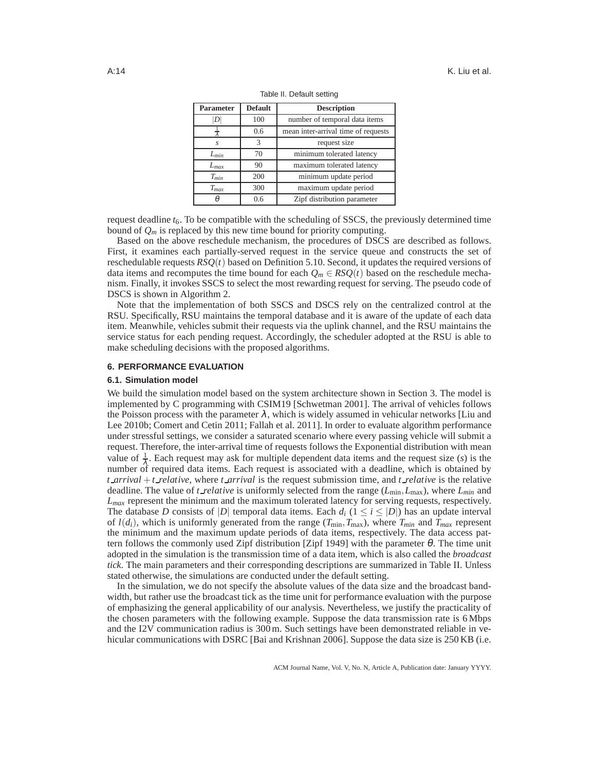Table II. Default setting

| Parameter | Default | Description |
| --- | --- | --- |
| $\|D\|$ | 100 | number of temporal data items |
| $\frac{1}{\lambda}$ | 0.6 | mean inter-arrival time of requests |
| $s$ | 3 | request size |
| $L_{min}$ | 70 | minimum tolerated latency |
| $L_{max}$ | 90 | maximum tolerated latency |
| $T_{min}$ | 200 | minimum update period |
| $T_{max}$ | 300 | maximum update period |
| $\theta$ | 0.6 | Zipf distribution parameter |

request deadline $t_6$. To be compatible with the scheduling of SSCS, the previously determined time bound of $Q_m$ is replaced by this new time bound for priority computing.

Based on the above reschedule mechanism, the procedures of DSCS are described as follows. First, it examines each partially-served request in the service queue and constructs the set of reschedulable requests $RSQ(t)$ based on Definition 5.10. Second, it updates the required versions of data items and recomputes the time bound for each $Q_m \in RSQ(t)$ based on the reschedule mechanism. Finally, it invokes SSCS to select the most rewarding request for serving. The pseudo code of DSCS is shown in Algorithm 2.

Note that the implementation of both SSCS and DSCS rely on the centralized control at the RSU. Specifically, RSU maintains the temporal database and it is aware of the update of each data item. Meanwhile, vehicles submit their requests via the uplink channel, and the RSU maintains the service status for each pending request. Accordingly, the scheduler adopted at the RSU is able to make scheduling decisions with the proposed algorithms.

## 6. PERFORMANCE EVALUATION

### 6.1. Simulation model

We build the simulation model based on the system architecture shown in Section 3. The model is implemented by C programming with CSIM19 [Schwetman 2001]. The arrival of vehicles follows the Poisson process with the parameter $\lambda$, which is widely assumed in vehicular networks [Liu and Lee 2010b; Comert and Cetin 2011; Fallah et al. 2011]. In order to evaluate algorithm performance under stressful settings, we consider a saturated scenario where every passing vehicle will submit a request. Therefore, the inter-arrival time of requests follows the Exponential distribution with mean value of $\frac{1}{\lambda}$. Each request may ask for multiple dependent data items and the request size ($s$) is the number of required data items. Each request is associated with a deadline, which is obtained by $t\_arrival + t\_relative$, where $t\_arrival$ is the request submission time, and $t\_relative$ is the relative deadline. The value of $t\_relative$ is uniformly selected from the range $(L_{\min}, L_{\max})$, where $L_{min}$ and $L_{max}$ represent the minimum and the maximum tolerated latency for serving requests, respectively. The database $D$ consists of $|D|$ temporal data items. Each $d_i$ $(1 \leq i \leq |D|)$ has an update interval of $l(d_i)$, which is uniformly generated from the range $(T_{\min}, T_{\max})$, where $T_{min}$ and $T_{max}$ represent the minimum and the maximum update periods of data items, respectively. The data access pattern follows the commonly used Zipf distribution [Zipf 1949] with the parameter $\theta$. The time unit adopted in the simulation is the transmission time of a data item, which is also called the *broadcast tick*. The main parameters and their corresponding descriptions are summarized in Table II. Unless stated otherwise, the simulations are conducted under the default setting.

In the simulation, we do not specify the absolute values of the data size and the broadcast bandwidth, but rather use the broadcast tick as the time unit for performance evaluation with the purpose of emphasizing the general applicability of our analysis. Nevertheless, we justify the practicality of the chosen parameters with the following example. Suppose the data transmission rate is 6 Mbps and the I2V communication radius is 300 m. Such settings have been demonstrated reliable in vehicular communications with DSRC [Bai and Krishnan 2006]. Suppose the data size is 250 KB (i.e.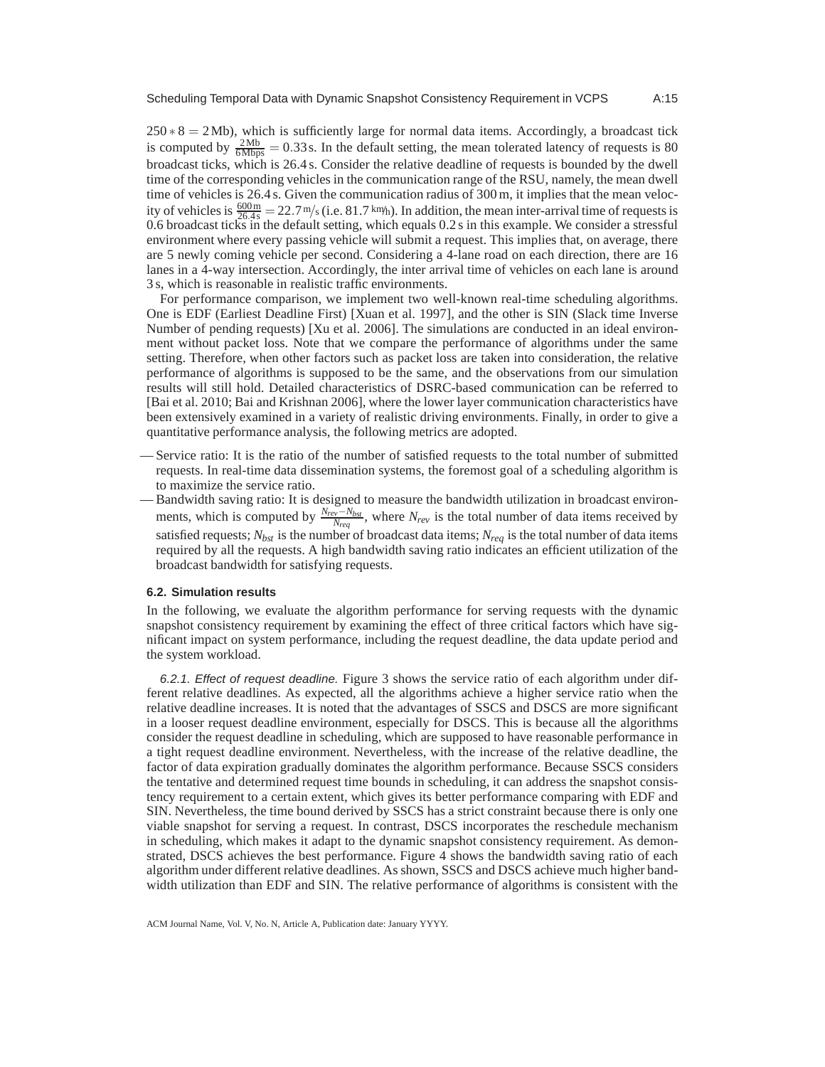$250 * 8 = 2\,\text{Mb}$), which is sufficiently large for normal data items. Accordingly, a broadcast tick is computed by $\frac{2\,\text{Mb}}{6\,\text{Mbps}} = 0.33\,\text{s}$. In the default setting, the mean tolerated latency of requests is 80 broadcast ticks, which is 26.4 s. Consider the relative deadline of requests is bounded by the dwell time of the corresponding vehicles in the communication range of the RSU, namely, the mean dwell time of vehicles is 26.4 s. Given the communication radius of 300 m, it implies that the mean velocity of vehicles is $\frac{600\,\text{m}}{26.4\,\text{s}} = 22.7\,\text{m/s}$ (i.e. 81.7 km/h). In addition, the mean inter-arrival time of requests is 0.6 broadcast ticks in the default setting, which equals 0.2 s in this example. We consider a stressful environment where every passing vehicle will submit a request. This implies that, on average, there are 5 newly coming vehicle per second. Considering a 4-lane road on each direction, there are 16 lanes in a 4-way intersection. Accordingly, the inter arrival time of vehicles on each lane is around 3 s, which is reasonable in realistic traffic environments.

For performance comparison, we implement two well-known real-time scheduling algorithms. One is EDF (Earliest Deadline First) [Xuan et al. 1997], and the other is SIN (Slack time Inverse Number of pending requests) [Xu et al. 2006]. The simulations are conducted in an ideal environment without packet loss. Note that we compare the performance of algorithms under the same setting. Therefore, when other factors such as packet loss are taken into consideration, the relative performance of algorithms is supposed to be the same, and the observations from our simulation results will still hold. Detailed characteristics of DSRC-based communication can be referred to [Bai et al. 2010; Bai and Krishnan 2006], where the lower layer communication characteristics have been extensively examined in a variety of realistic driving environments. Finally, in order to give a quantitative performance analysis, the following metrics are adopted.

— Service ratio: It is the ratio of the number of satisfied requests to the total number of submitted requests. In real-time data dissemination systems, the foremost goal of a scheduling algorithm is to maximize the service ratio.
— Bandwidth saving ratio: It is designed to measure the bandwidth utilization in broadcast environments, which is computed by $\frac{N_{rev} - N_{bst}}{N_{req}}$, where $N_{rev}$ is the total number of data items received by satisfied requests; $N_{bst}$ is the number of broadcast data items; $N_{req}$ is the total number of data items required by all the requests. A high bandwidth saving ratio indicates an efficient utilization of the broadcast bandwidth for satisfying requests.

### 6.2. Simulation results

In the following, we evaluate the algorithm performance for serving requests with the dynamic snapshot consistency requirement by examining the effect of three critical factors which have significant impact on system performance, including the request deadline, the data update period and the system workload.

*6.2.1. Effect of request deadline.* Figure 3 shows the service ratio of each algorithm under different relative deadlines. As expected, all the algorithms achieve a higher service ratio when the relative deadline increases. It is noted that the advantages of SSCS and DSCS are more significant in a looser request deadline environment, especially for DSCS. This is because all the algorithms consider the request deadline in scheduling, which are supposed to have reasonable performance in a tight request deadline environment. Nevertheless, with the increase of the relative deadline, the factor of data expiration gradually dominates the algorithm performance. Because SSCS considers the tentative and determined request time bounds in scheduling, it can address the snapshot consistency requirement to a certain extent, which gives its better performance comparing with EDF and SIN. Nevertheless, the time bound derived by SSCS has a strict constraint because there is only one viable snapshot for serving a request. In contrast, DSCS incorporates the reschedule mechanism in scheduling, which makes it adapt to the dynamic snapshot consistency requirement. As demonstrated, DSCS achieves the best performance. Figure 4 shows the bandwidth saving ratio of each algorithm under different relative deadlines. As shown, SSCS and DSCS achieve much higher bandwidth utilization than EDF and SIN. The relative performance of algorithms is consistent with the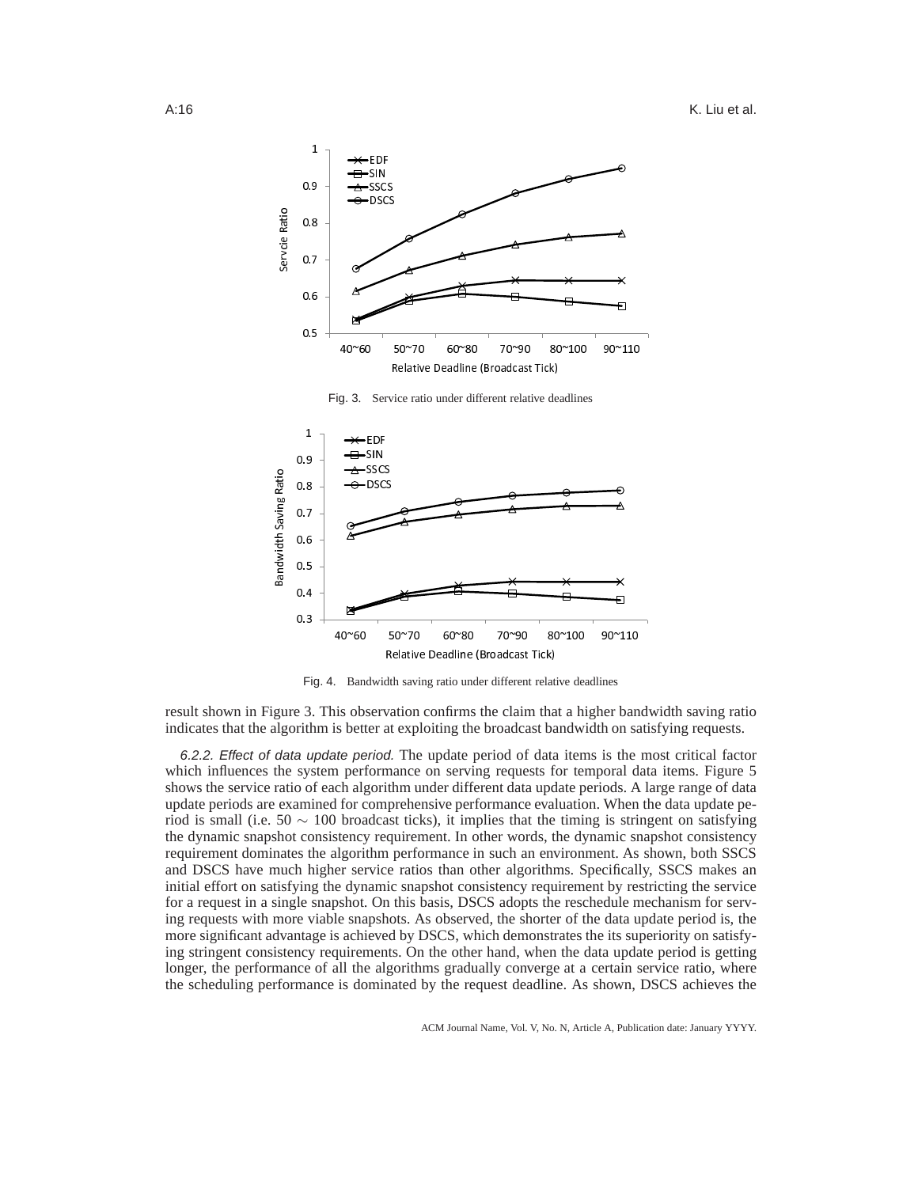Fig. 3. Service ratio under different relative deadlines

Fig. 4. Bandwidth saving ratio under different relative deadlines

result shown in Figure 3. This observation confirms the claim that a higher bandwidth saving ratio indicates that the algorithm is better at exploiting the broadcast bandwidth on satisfying requests.

*6.2.2. Effect of data update period.* The update period of data items is the most critical factor which influences the system performance on serving requests for temporal data items. Figure 5 shows the service ratio of each algorithm under different data update periods. A large range of data update periods are examined for comprehensive performance evaluation. When the data update period is small (i.e. $50 \sim 100$ broadcast ticks), it implies that the timing is stringent on satisfying the dynamic snapshot consistency requirement. In other words, the dynamic snapshot consistency requirement dominates the algorithm performance in such an environment. As shown, both SSCS and DSCS have much higher service ratios than other algorithms. Specifically, SSCS makes an initial effort on satisfying the dynamic snapshot consistency requirement by restricting the service for a request in a single snapshot. On this basis, DSCS adopts the reschedule mechanism for serving requests with more viable snapshots. As observed, the shorter of the data update period is, the more significant advantage is achieved by DSCS, which demonstrates the its superiority on satisfying stringent consistency requirements. On the other hand, when the data update period is getting longer, the performance of all the algorithms gradually converge at a certain service ratio, where the scheduling performance is dominated by the request deadline. As shown, DSCS achieves the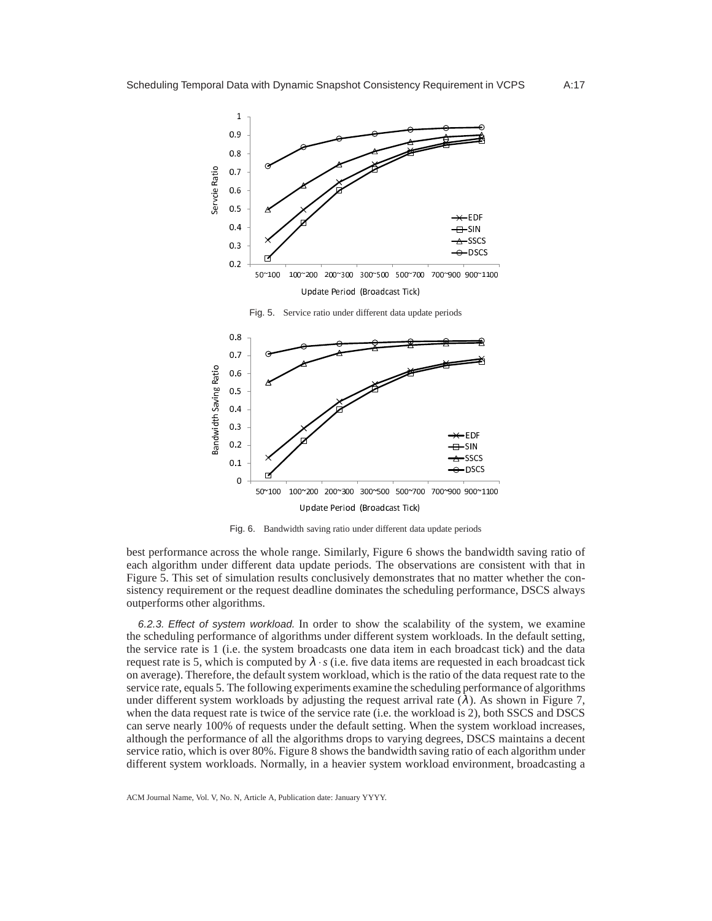Fig. 5. Service ratio under different data update periods

Fig. 6. Bandwidth saving ratio under different data update periods

best performance across the whole range. Similarly, Figure 6 shows the bandwidth saving ratio of each algorithm under different data update periods. The observations are consistent with that in Figure 5. This set of simulation results conclusively demonstrates that no matter whether the consistency requirement or the request deadline dominates the scheduling performance, DSCS always outperforms other algorithms.

*6.2.3. Effect of system workload.* In order to show the scalability of the system, we examine the scheduling performance of algorithms under different system workloads. In the default setting, the service rate is 1 (i.e. the system broadcasts one data item in each broadcast tick) and the data request rate is 5, which is computed by $\lambda \cdot s$ (i.e. five data items are requested in each broadcast tick on average). Therefore, the default system workload, which is the ratio of the data request rate to the service rate, equals 5. The following experiments examine the scheduling performance of algorithms under different system workloads by adjusting the request arrival rate ($\lambda$). As shown in Figure 7, when the data request rate is twice of the service rate (i.e. the workload is 2), both SSCS and DSCS can serve nearly 100% of requests under the default setting. When the system workload increases, although the performance of all the algorithms drops to varying degrees, DSCS maintains a decent service ratio, which is over 80%. Figure 8 shows the bandwidth saving ratio of each algorithm under different system workloads. Normally, in a heavier system workload environment, broadcasting a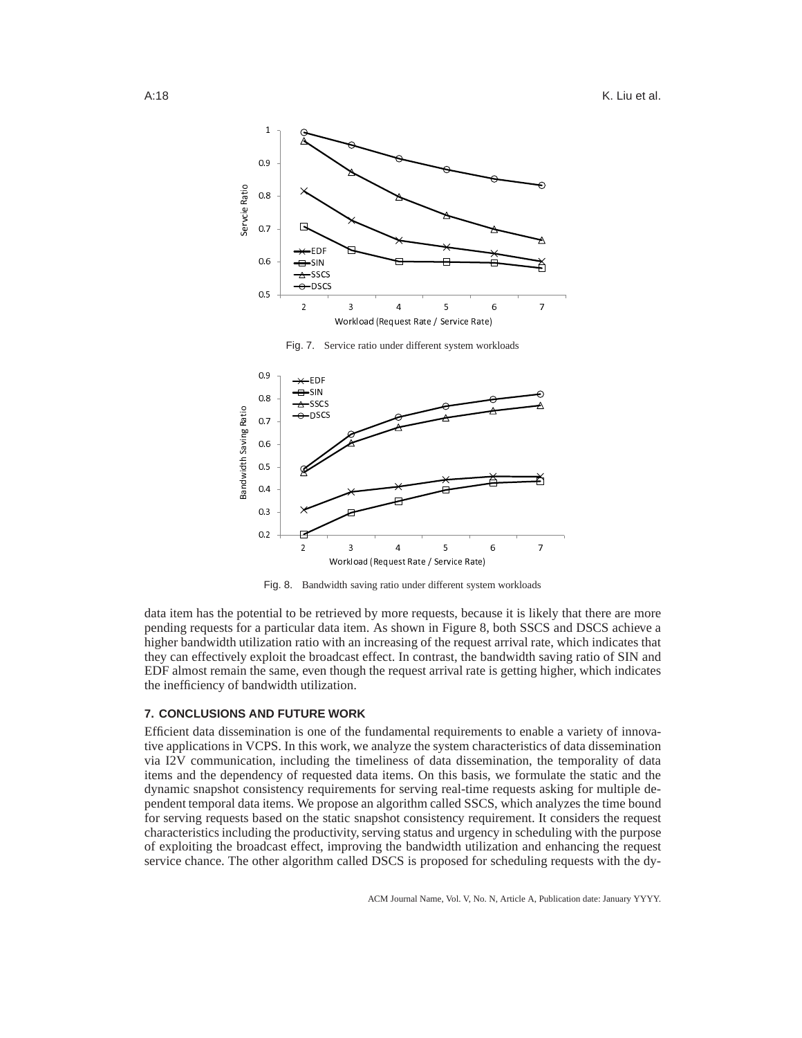Fig. 7. Service ratio under different system workloads

Fig. 8. Bandwidth saving ratio under different system workloads

data item has the potential to be retrieved by more requests, because it is likely that there are more pending requests for a particular data item. As shown in Figure 8, both SSCS and DSCS achieve a higher bandwidth utilization ratio with an increasing of the request arrival rate, which indicates that they can effectively exploit the broadcast effect. In contrast, the bandwidth saving ratio of SIN and EDF almost remain the same, even though the request arrival rate is getting higher, which indicates the inefficiency of bandwidth utilization.

## 7. CONCLUSIONS AND FUTURE WORK

Efficient data dissemination is one of the fundamental requirements to enable a variety of innovative applications in VCPS. In this work, we analyze the system characteristics of data dissemination via I2V communication, including the timeliness of data dissemination, the temporality of data items and the dependency of requested data items. On this basis, we formulate the static and the dynamic snapshot consistency requirements for serving real-time requests asking for multiple dependent temporal data items. We propose an algorithm called SSCS, which analyzes the time bound for serving requests based on the static snapshot consistency requirement. It considers the request characteristics including the productivity, serving status and urgency in scheduling with the purpose of exploiting the broadcast effect, improving the bandwidth utilization and enhancing the request service chance. The other algorithm called DSCS is proposed for scheduling requests with the dy-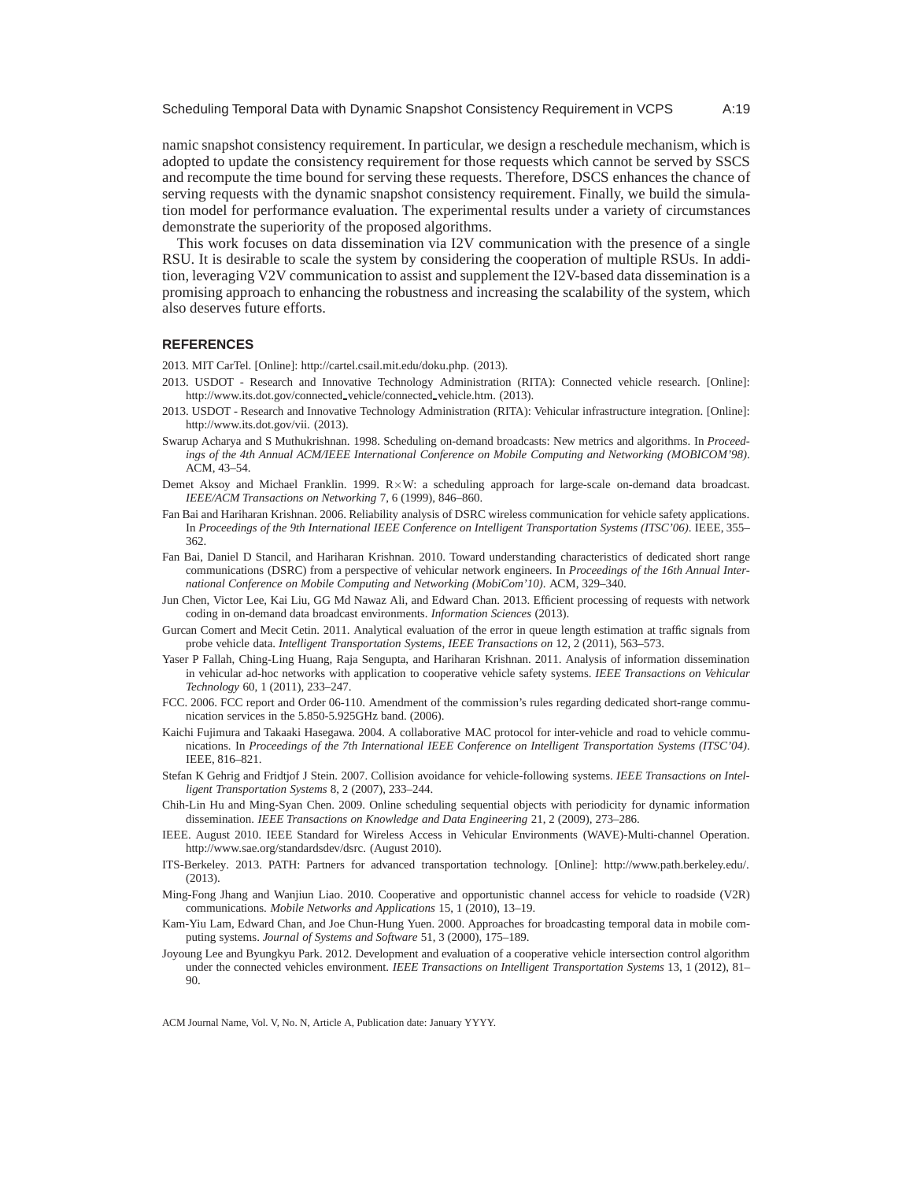namic snapshot consistency requirement. In particular, we design a reschedule mechanism, which is adopted to update the consistency requirement for those requests which cannot be served by SSCS and recompute the time bound for serving these requests. Therefore, DSCS enhances the chance of serving requests with the dynamic snapshot consistency requirement. Finally, we build the simulation model for performance evaluation. The experimental results under a variety of circumstances demonstrate the superiority of the proposed algorithms.

This work focuses on data dissemination via I2V communication with the presence of a single RSU. It is desirable to scale the system by considering the cooperation of multiple RSUs. In addition, leveraging V2V communication to assist and supplement the I2V-based data dissemination is a promising approach to enhancing the robustness and increasing the scalability of the system, which also deserves future efforts.

## REFERENCES

2013. MIT CarTel. [Online]: http://cartel.csail.mit.edu/doku.php. (2013).

2013. USDOT - Research and Innovative Technology Administration (RITA): Connected vehicle research. [Online]: http://www.its.dot.gov/connected_vehicle/connected_vehicle.htm. (2013).

2013. USDOT - Research and Innovative Technology Administration (RITA): Vehicular infrastructure integration. [Online]: http://www.its.dot.gov/vii. (2013).

Swarup Acharya and S Muthukrishnan. 1998. Scheduling on-demand broadcasts: New metrics and algorithms. In *Proceedings of the 4th Annual ACM/IEEE International Conference on Mobile Computing and Networking (MOBICOM'98)*. ACM, 43–54.

Demet Aksoy and Michael Franklin. 1999. R×W: a scheduling approach for large-scale on-demand data broadcast. *IEEE/ACM Transactions on Networking* 7, 6 (1999), 846–860.

Fan Bai and Hariharan Krishnan. 2006. Reliability analysis of DSRC wireless communication for vehicle safety applications. In *Proceedings of the 9th International IEEE Conference on Intelligent Transportation Systems (ITSC'06)*. IEEE, 355–362.

Fan Bai, Daniel D Stancil, and Hariharan Krishnan. 2010. Toward understanding characteristics of dedicated short range communications (DSRC) from a perspective of vehicular network engineers. In *Proceedings of the 16th Annual International Conference on Mobile Computing and Networking (MobiCom'10)*. ACM, 329–340.

Jun Chen, Victor Lee, Kai Liu, GG Md Nawaz Ali, and Edward Chan. 2013. Efficient processing of requests with network coding in on-demand data broadcast environments. *Information Sciences* (2013).

Gurcan Comert and Mecit Cetin. 2011. Analytical evaluation of the error in queue length estimation at traffic signals from probe vehicle data. *Intelligent Transportation Systems, IEEE Transactions on* 12, 2 (2011), 563–573.

Yaser P Fallah, Ching-Ling Huang, Raja Sengupta, and Hariharan Krishnan. 2011. Analysis of information dissemination in vehicular ad-hoc networks with application to cooperative vehicle safety systems. *IEEE Transactions on Vehicular Technology* 60, 1 (2011), 233–247.

FCC. 2006. FCC report and Order 06-110. Amendment of the commission's rules regarding dedicated short-range communication services in the 5.850-5.925GHz band. (2006).

Kaichi Fujimura and Takaaki Hasegawa. 2004. A collaborative MAC protocol for inter-vehicle and road to vehicle communications. In *Proceedings of the 7th International IEEE Conference on Intelligent Transportation Systems (ITSC'04)*. IEEE, 816–821.

Stefan K Gehrig and Fridtjof J Stein. 2007. Collision avoidance for vehicle-following systems. *IEEE Transactions on Intelligent Transportation Systems* 8, 2 (2007), 233–244.

Chih-Lin Hu and Ming-Syan Chen. 2009. Online scheduling sequential objects with periodicity for dynamic information dissemination. *IEEE Transactions on Knowledge and Data Engineering* 21, 2 (2009), 273–286.

IEEE. August 2010. IEEE Standard for Wireless Access in Vehicular Environments (WAVE)-Multi-channel Operation. http://www.sae.org/standardsdev/dsrc. (August 2010).

ITS-Berkeley. 2013. PATH: Partners for advanced transportation technology. [Online]: http://www.path.berkeley.edu/. (2013).

Ming-Fong Jhang and Wanjiun Liao. 2010. Cooperative and opportunistic channel access for vehicle to roadside (V2R) communications. *Mobile Networks and Applications* 15, 1 (2010), 13–19.

Kam-Yiu Lam, Edward Chan, and Joe Chun-Hung Yuen. 2000. Approaches for broadcasting temporal data in mobile computing systems. *Journal of Systems and Software* 51, 3 (2000), 175–189.

Joyoung Lee and Byungkyu Park. 2012. Development and evaluation of a cooperative vehicle intersection control algorithm under the connected vehicles environment. *IEEE Transactions on Intelligent Transportation Systems* 13, 1 (2012), 81–90.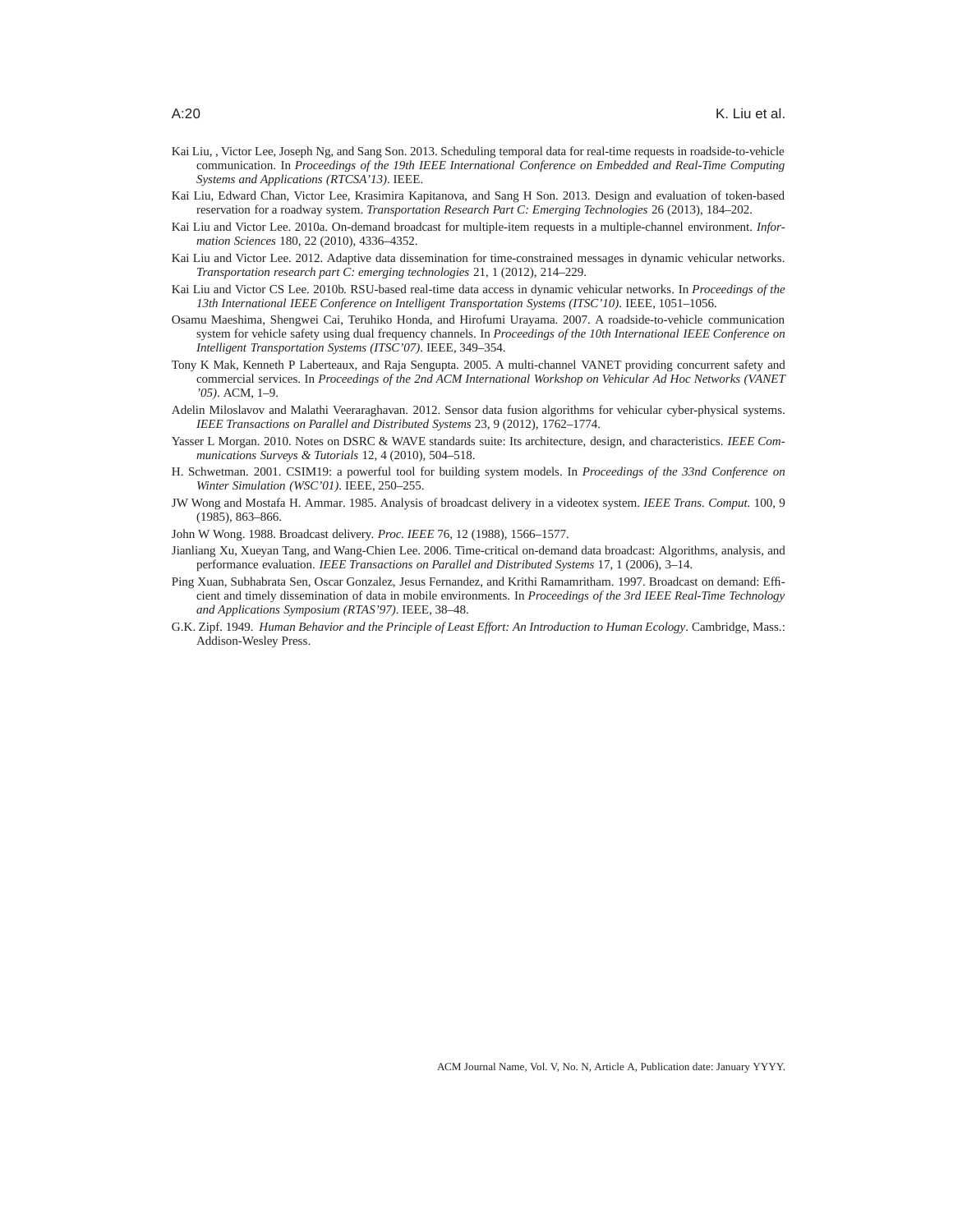Kai Liu, , Victor Lee, Joseph Ng, and Sang Son. 2013. Scheduling temporal data for real-time requests in roadside-to-vehicle communication. In *Proceedings of the 19th IEEE International Conference on Embedded and Real-Time Computing Systems and Applications (RTCSA'13)*. IEEE.

Kai Liu, Edward Chan, Victor Lee, Krasimira Kapitanova, and Sang H Son. 2013. Design and evaluation of token-based reservation for a roadway system. *Transportation Research Part C: Emerging Technologies* 26 (2013), 184–202.

Kai Liu and Victor Lee. 2010a. On-demand broadcast for multiple-item requests in a multiple-channel environment. *Information Sciences* 180, 22 (2010), 4336–4352.

Kai Liu and Victor Lee. 2012. Adaptive data dissemination for time-constrained messages in dynamic vehicular networks. *Transportation research part C: emerging technologies* 21, 1 (2012), 214–229.

Kai Liu and Victor CS Lee. 2010b. RSU-based real-time data access in dynamic vehicular networks. In *Proceedings of the 13th International IEEE Conference on Intelligent Transportation Systems (ITSC'10)*. IEEE, 1051–1056.

Osamu Maeshima, Shengwei Cai, Teruhiko Honda, and Hirofumi Urayama. 2007. A roadside-to-vehicle communication system for vehicle safety using dual frequency channels. In *Proceedings of the 10th International IEEE Conference on Intelligent Transportation Systems (ITSC'07)*. IEEE, 349–354.

Tony K Mak, Kenneth P Laberteaux, and Raja Sengupta. 2005. A multi-channel VANET providing concurrent safety and commercial services. In *Proceedings of the 2nd ACM International Workshop on Vehicular Ad Hoc Networks (VANET '05)*. ACM, 1–9.

Adelin Miloslavov and Malathi Veeraraghavan. 2012. Sensor data fusion algorithms for vehicular cyber-physical systems. *IEEE Transactions on Parallel and Distributed Systems* 23, 9 (2012), 1762–1774.

Yasser L Morgan. 2010. Notes on DSRC & WAVE standards suite: Its architecture, design, and characteristics. *IEEE Communications Surveys & Tutorials* 12, 4 (2010), 504–518.

H. Schwetman. 2001. CSIM19: a powerful tool for building system models. In *Proceedings of the 33nd Conference on Winter Simulation (WSC'01)*. IEEE, 250–255.

JW Wong and Mostafa H. Ammar. 1985. Analysis of broadcast delivery in a videotex system. *IEEE Trans. Comput.* 100, 9 (1985), 863–866.

John W Wong. 1988. Broadcast delivery. *Proc. IEEE* 76, 12 (1988), 1566–1577.

Jianliang Xu, Xueyan Tang, and Wang-Chien Lee. 2006. Time-critical on-demand data broadcast: Algorithms, analysis, and performance evaluation. *IEEE Transactions on Parallel and Distributed Systems* 17, 1 (2006), 3–14.

Ping Xuan, Subhabrata Sen, Oscar Gonzalez, Jesus Fernandez, and Krithi Ramamritham. 1997. Broadcast on demand: Efficient and timely dissemination of data in mobile environments. In *Proceedings of the 3rd IEEE Real-Time Technology and Applications Symposium (RTAS'97)*. IEEE, 38–48.

G.K. Zipf. 1949. *Human Behavior and the Principle of Least Effort: An Introduction to Human Ecology*. Cambridge, Mass.: Addison-Wesley Press.